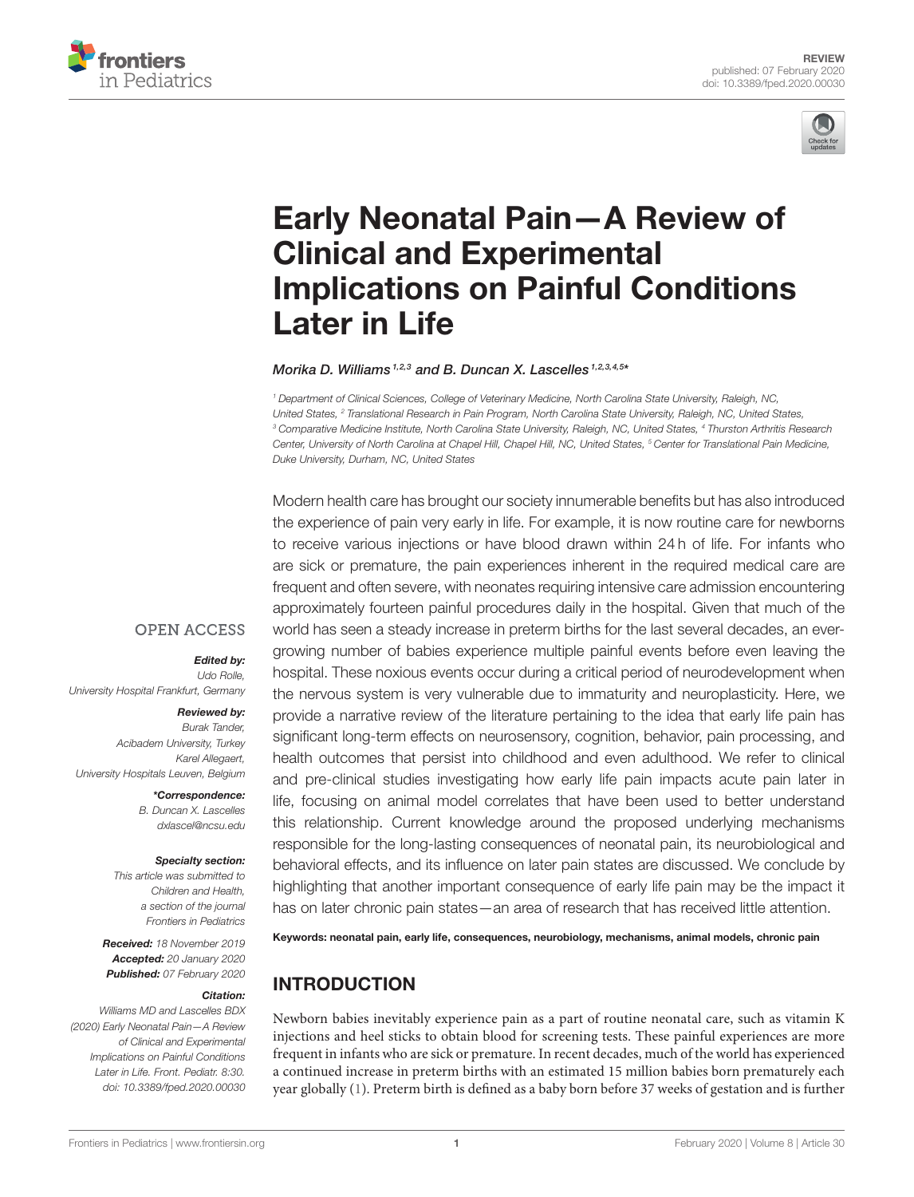REVIEW
published: 07 February 2020
doi: 10.3389/fped.2020.00030

# Early Neonatal Pain—A Review of Clinical and Experimental Implications on Painful Conditions Later in Life

*Morika D. Williams [1,2,3] and B. Duncan X. Lascelles [1,2,3,4,5]**

[1] Department of Clinical Sciences, College of Veterinary Medicine, North Carolina State University, Raleigh, NC, United States, [2] Translational Research in Pain Program, North Carolina State University, Raleigh, NC, United States, [3] Comparative Medicine Institute, North Carolina State University, Raleigh, NC, United States, [4] Thurston Arthritis Research Center, University of North Carolina at Chapel Hill, Chapel Hill, NC, United States, [5] Center for Translational Pain Medicine, Duke University, Durham, NC, United States

OPEN ACCESS

***Edited by:***
Udo Rolle,
University Hospital Frankfurt, Germany

***Reviewed by:***
Burak Tander,
Acibadem University, Turkey
Karel Allegaert,
University Hospitals Leuven, Belgium

***\*Correspondence:***
B. Duncan X. Lascelles
dxlascel@ncsu.edu

**Specialty section:**
This article was submitted to Children and Health, a section of the journal Frontiers in Pediatrics

**Received:** 18 November 2019
**Accepted:** 20 January 2020
**Published:** 07 February 2020

**Citation:**
Williams MD and Lascelles BDX (2020) Early Neonatal Pain—A Review of Clinical and Experimental Implications on Painful Conditions Later in Life. Front. Pediatr. 8:30. doi: 10.3389/fped.2020.00030

Modern health care has brought our society innumerable benefits but has also introduced the experience of pain very early in life. For example, it is now routine care for newborns to receive various injections or have blood drawn within 24 h of life. For infants who are sick or premature, the pain experiences inherent in the required medical care are frequent and often severe, with neonates requiring intensive care admission encountering approximately fourteen painful procedures daily in the hospital. Given that much of the world has seen a steady increase in preterm births for the last several decades, an ever-growing number of babies experience multiple painful events before even leaving the hospital. These noxious events occur during a critical period of neurodevelopment when the nervous system is very vulnerable due to immaturity and neuroplasticity. Here, we provide a narrative review of the literature pertaining to the idea that early life pain has significant long-term effects on neurosensory, cognition, behavior, pain processing, and health outcomes that persist into childhood and even adulthood. We refer to clinical and pre-clinical studies investigating how early life pain impacts acute pain later in life, focusing on animal model correlates that have been used to better understand this relationship. Current knowledge around the proposed underlying mechanisms responsible for the long-lasting consequences of neonatal pain, its neurobiological and behavioral effects, and its influence on later pain states are discussed. We conclude by highlighting that another important consequence of early life pain may be the impact it has on later chronic pain states—an area of research that has received little attention.

**Keywords: neonatal pain, early life, consequences, neurobiology, mechanisms, animal models, chronic pain**

## INTRODUCTION

Newborn babies inevitably experience pain as a part of routine neonatal care, such as vitamin K injections and heel sticks to obtain blood for screening tests. These painful experiences are more frequent in infants who are sick or premature. In recent decades, much of the world has experienced a continued increase in preterm births with an estimated 15 million babies born prematurely each year globally (1). Preterm birth is defined as a baby born before 37 weeks of gestation and is further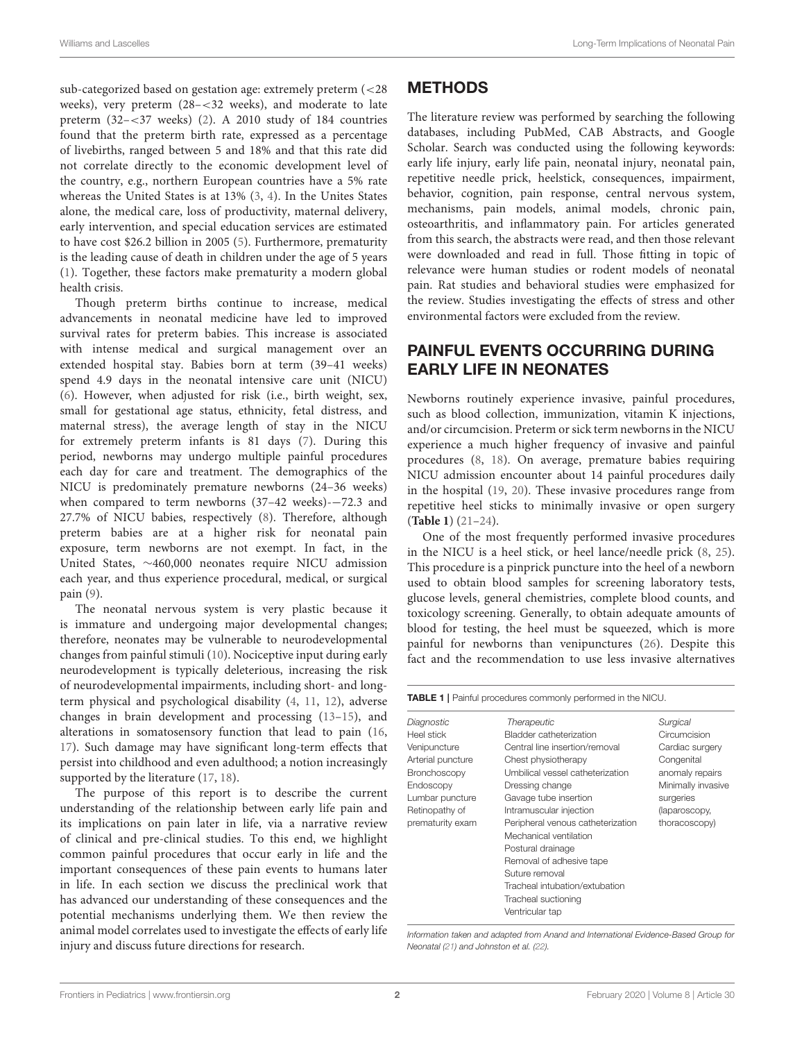sub-categorized based on gestation age: extremely preterm (<28 weeks), very preterm (28–<32 weeks), and moderate to late preterm (32–<37 weeks) (2). A 2010 study of 184 countries found that the preterm birth rate, expressed as a percentage of livebirths, ranged between 5 and 18% and that this rate did not correlate directly to the economic development level of the country, e.g., northern European countries have a 5% rate whereas the United States is at 13% (3, 4). In the Unites States alone, the medical care, loss of productivity, maternal delivery, early intervention, and special education services are estimated to have cost $26.2 billion in 2005 (5). Furthermore, prematurity is the leading cause of death in children under the age of 5 years (1). Together, these factors make prematurity a modern global health crisis.

Though preterm births continue to increase, medical advancements in neonatal medicine have led to improved survival rates for preterm babies. This increase is associated with intense medical and surgical management over an extended hospital stay. Babies born at term (39–41 weeks) spend 4.9 days in the neonatal intensive care unit (NICU) (6). However, when adjusted for risk (i.e., birth weight, sex, small for gestational age status, ethnicity, fetal distress, and maternal stress), the average length of stay in the NICU for extremely preterm infants is 81 days (7). During this period, newborns may undergo multiple painful procedures each day for care and treatment. The demographics of the NICU is predominately premature newborns (24–36 weeks) when compared to term newborns (37–42 weeks)-—72.3 and 27.7% of NICU babies, respectively (8). Therefore, although preterm babies are at a higher risk for neonatal pain exposure, term newborns are not exempt. In fact, in the United States, ∼460,000 neonates require NICU admission each year, and thus experience procedural, medical, or surgical pain (9).

The neonatal nervous system is very plastic because it is immature and undergoing major developmental changes; therefore, neonates may be vulnerable to neurodevelopmental changes from painful stimuli (10). Nociceptive input during early neurodevelopment is typically deleterious, increasing the risk of neurodevelopmental impairments, including short- and long-term physical and psychological disability (4, 11, 12), adverse changes in brain development and processing (13–15), and alterations in somatosensory function that lead to pain (16, 17). Such damage may have significant long-term effects that persist into childhood and even adulthood; a notion increasingly supported by the literature (17, 18).

The purpose of this report is to describe the current understanding of the relationship between early life pain and its implications on pain later in life, via a narrative review of clinical and pre-clinical studies. To this end, we highlight common painful procedures that occur early in life and the important consequences of these pain events to humans later in life. In each section we discuss the preclinical work that has advanced our understanding of these consequences and the potential mechanisms underlying them. We then review the animal model correlates used to investigate the effects of early life injury and discuss future directions for research.

## METHODS

The literature review was performed by searching the following databases, including PubMed, CAB Abstracts, and Google Scholar. Search was conducted using the following keywords: early life injury, early life pain, neonatal injury, neonatal pain, repetitive needle prick, heelstick, consequences, impairment, behavior, cognition, pain response, central nervous system, mechanisms, pain models, animal models, chronic pain, osteoarthritis, and inflammatory pain. For articles generated from this search, the abstracts were read, and then those relevant were downloaded and read in full. Those fitting in topic of relevance were human studies or rodent models of neonatal pain. Rat studies and behavioral studies were emphasized for the review. Studies investigating the effects of stress and other environmental factors were excluded from the review.

## PAINFUL EVENTS OCCURRING DURING EARLY LIFE IN NEONATES

Newborns routinely experience invasive, painful procedures, such as blood collection, immunization, vitamin K injections, and/or circumcision. Preterm or sick term newborns in the NICU experience a much higher frequency of invasive and painful procedures (8, 18). On average, premature babies requiring NICU admission encounter about 14 painful procedures daily in the hospital (19, 20). These invasive procedures range from repetitive heel sticks to minimally invasive or open surgery (**Table 1**) (21–24).

One of the most frequently performed invasive procedures in the NICU is a heel stick, or heel lance/needle prick (8, 25). This procedure is a pinprick puncture into the heel of a newborn used to obtain blood samples for screening laboratory tests, glucose levels, general chemistries, complete blood counts, and toxicology screening. Generally, to obtain adequate amounts of blood for testing, the heel must be squeezed, which is more painful for newborns than venipunctures (26). Despite this fact and the recommendation to use less invasive alternatives

**TABLE 1** | Painful procedures commonly performed in the NICU.

| *Diagnostic* | *Therapeutic* | *Surgical* |
|---|---|---|
| Heel stick | Bladder catheterization | Circumcision |
| Venipuncture | Central line insertion/removal | Cardiac surgery |
| Arterial puncture | Chest physiotherapy | Congenital anomaly repairs |
| Bronchoscopy | Umbilical vessel catheterization | Minimally invasive surgeries (laparoscopy, thoracoscopy) |
| Endoscopy | Dressing change | |
| Lumbar puncture | Gavage tube insertion | |
| Retinopathy of prematurity exam | Intramuscular injection | |
| | Peripheral venous catheterization | |
| | Mechanical ventilation | |
| | Postural drainage | |
| | Removal of adhesive tape | |
| | Suture removal | |
| | Tracheal intubation/extubation | |
| | Tracheal suctioning | |
| | Ventricular tap | |

*Information taken and adapted from Anand and International Evidence-Based Group for Neonatal (21) and Johnston et al. (22).*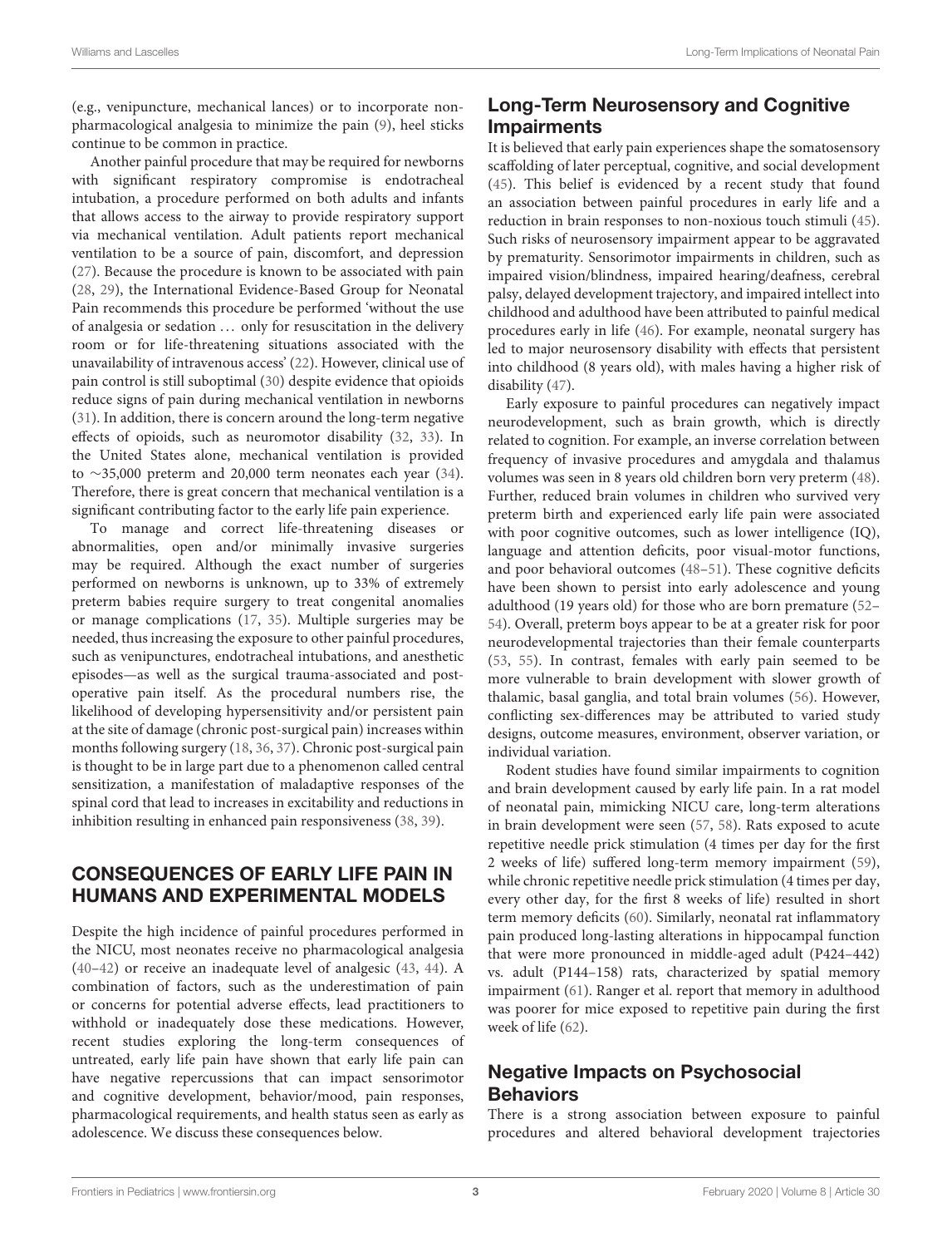(e.g., venipuncture, mechanical lances) or to incorporate non-pharmacological analgesia to minimize the pain (9), heel sticks continue to be common in practice.

Another painful procedure that may be required for newborns with significant respiratory compromise is endotracheal intubation, a procedure performed on both adults and infants that allows access to the airway to provide respiratory support via mechanical ventilation. Adult patients report mechanical ventilation to be a source of pain, discomfort, and depression (27). Because the procedure is known to be associated with pain (28, 29), the International Evidence-Based Group for Neonatal Pain recommends this procedure be performed 'without the use of analgesia or sedation … only for resuscitation in the delivery room or for life-threatening situations associated with the unavailability of intravenous access' (22). However, clinical use of pain control is still suboptimal (30) despite evidence that opioids reduce signs of pain during mechanical ventilation in newborns (31). In addition, there is concern around the long-term negative effects of opioids, such as neuromotor disability (32, 33). In the United States alone, mechanical ventilation is provided to ∼35,000 preterm and 20,000 term neonates each year (34). Therefore, there is great concern that mechanical ventilation is a significant contributing factor to the early life pain experience.

To manage and correct life-threatening diseases or abnormalities, open and/or minimally invasive surgeries may be required. Although the exact number of surgeries performed on newborns is unknown, up to 33% of extremely preterm babies require surgery to treat congenital anomalies or manage complications (17, 35). Multiple surgeries may be needed, thus increasing the exposure to other painful procedures, such as venipunctures, endotracheal intubations, and anesthetic episodes—as well as the surgical trauma-associated and post-operative pain itself. As the procedural numbers rise, the likelihood of developing hypersensitivity and/or persistent pain at the site of damage (chronic post-surgical pain) increases within months following surgery (18, 36, 37). Chronic post-surgical pain is thought to be in large part due to a phenomenon called central sensitization, a manifestation of maladaptive responses of the spinal cord that lead to increases in excitability and reductions in inhibition resulting in enhanced pain responsiveness (38, 39).

## CONSEQUENCES OF EARLY LIFE PAIN IN HUMANS AND EXPERIMENTAL MODELS

Despite the high incidence of painful procedures performed in the NICU, most neonates receive no pharmacological analgesia (40–42) or receive an inadequate level of analgesic (43, 44). A combination of factors, such as the underestimation of pain or concerns for potential adverse effects, lead practitioners to withhold or inadequately dose these medications. However, recent studies exploring the long-term consequences of untreated, early life pain have shown that early life pain can have negative repercussions that can impact sensorimotor and cognitive development, behavior/mood, pain responses, pharmacological requirements, and health status seen as early as adolescence. We discuss these consequences below.

### Long-Term Neurosensory and Cognitive Impairments

It is believed that early pain experiences shape the somatosensory scaffolding of later perceptual, cognitive, and social development (45). This belief is evidenced by a recent study that found an association between painful procedures in early life and a reduction in brain responses to non-noxious touch stimuli (45). Such risks of neurosensory impairment appear to be aggravated by prematurity. Sensorimotor impairments in children, such as impaired vision/blindness, impaired hearing/deafness, cerebral palsy, delayed development trajectory, and impaired intellect into childhood and adulthood have been attributed to painful medical procedures early in life (46). For example, neonatal surgery has led to major neurosensory disability with effects that persistent into childhood (8 years old), with males having a higher risk of disability (47).

Early exposure to painful procedures can negatively impact neurodevelopment, such as brain growth, which is directly related to cognition. For example, an inverse correlation between frequency of invasive procedures and amygdala and thalamus volumes was seen in 8 years old children born very preterm (48). Further, reduced brain volumes in children who survived very preterm birth and experienced early life pain were associated with poor cognitive outcomes, such as lower intelligence (IQ), language and attention deficits, poor visual-motor functions, and poor behavioral outcomes (48–51). These cognitive deficits have been shown to persist into early adolescence and young adulthood (19 years old) for those who are born premature (52–54). Overall, preterm boys appear to be at a greater risk for poor neurodevelopmental trajectories than their female counterparts (53, 55). In contrast, females with early pain seemed to be more vulnerable to brain development with slower growth of thalamic, basal ganglia, and total brain volumes (56). However, conflicting sex-differences may be attributed to varied study designs, outcome measures, environment, observer variation, or individual variation.

Rodent studies have found similar impairments to cognition and brain development caused by early life pain. In a rat model of neonatal pain, mimicking NICU care, long-term alterations in brain development were seen (57, 58). Rats exposed to acute repetitive needle prick stimulation (4 times per day for the first 2 weeks of life) suffered long-term memory impairment (59), while chronic repetitive needle prick stimulation (4 times per day, every other day, for the first 8 weeks of life) resulted in short term memory deficits (60). Similarly, neonatal rat inflammatory pain produced long-lasting alterations in hippocampal function that were more pronounced in middle-aged adult (P424–442) vs. adult (P144–158) rats, characterized by spatial memory impairment (61). Ranger et al. report that memory in adulthood was poorer for mice exposed to repetitive pain during the first week of life (62).

### Negative Impacts on Psychosocial Behaviors

There is a strong association between exposure to painful procedures and altered behavioral development trajectories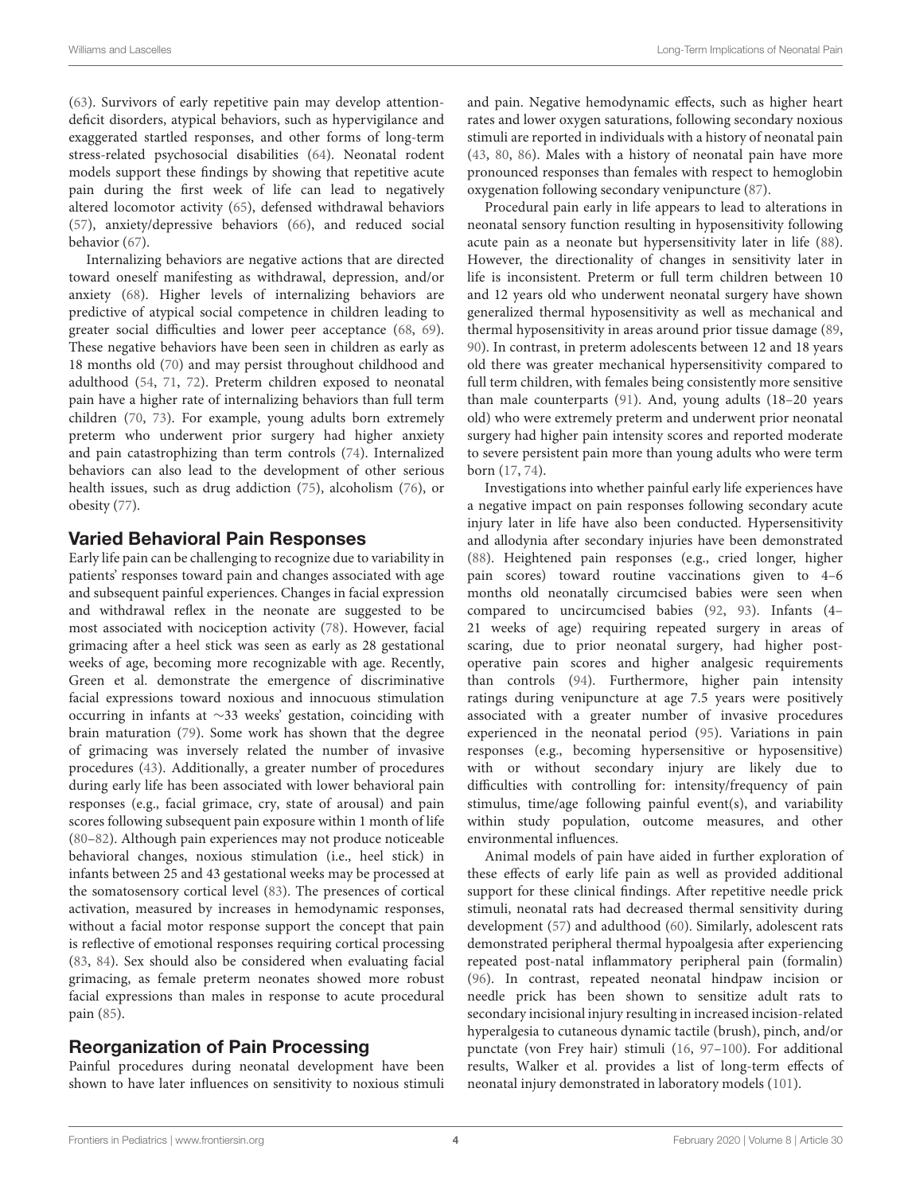(63). Survivors of early repetitive pain may develop attention-deficit disorders, atypical behaviors, such as hypervigilance and exaggerated startled responses, and other forms of long-term stress-related psychosocial disabilities (64). Neonatal rodent models support these findings by showing that repetitive acute pain during the first week of life can lead to negatively altered locomotor activity (65), defensed withdrawal behaviors (57), anxiety/depressive behaviors (66), and reduced social behavior (67).

Internalizing behaviors are negative actions that are directed toward oneself manifesting as withdrawal, depression, and/or anxiety (68). Higher levels of internalizing behaviors are predictive of atypical social competence in children leading to greater social difficulties and lower peer acceptance (68, 69). These negative behaviors have been seen in children as early as 18 months old (70) and may persist throughout childhood and adulthood (54, 71, 72). Preterm children exposed to neonatal pain have a higher rate of internalizing behaviors than full term children (70, 73). For example, young adults born extremely preterm who underwent prior surgery had higher anxiety and pain catastrophizing than term controls (74). Internalized behaviors can also lead to the development of other serious health issues, such as drug addiction (75), alcoholism (76), or obesity (77).

## Varied Behavioral Pain Responses

Early life pain can be challenging to recognize due to variability in patients' responses toward pain and changes associated with age and subsequent painful experiences. Changes in facial expression and withdrawal reflex in the neonate are suggested to be most associated with nociception activity (78). However, facial grimacing after a heel stick was seen as early as 28 gestational weeks of age, becoming more recognizable with age. Recently, Green et al. demonstrate the emergence of discriminative facial expressions toward noxious and innocuous stimulation occurring in infants at ∼33 weeks' gestation, coinciding with brain maturation (79). Some work has shown that the degree of grimacing was inversely related the number of invasive procedures (43). Additionally, a greater number of procedures during early life has been associated with lower behavioral pain responses (e.g., facial grimace, cry, state of arousal) and pain scores following subsequent pain exposure within 1 month of life (80–82). Although pain experiences may not produce noticeable behavioral changes, noxious stimulation (i.e., heel stick) in infants between 25 and 43 gestational weeks may be processed at the somatosensory cortical level (83). The presences of cortical activation, measured by increases in hemodynamic responses, without a facial motor response support the concept that pain is reflective of emotional responses requiring cortical processing (83, 84). Sex should also be considered when evaluating facial grimacing, as female preterm neonates showed more robust facial expressions than males in response to acute procedural pain (85).

## Reorganization of Pain Processing

Painful procedures during neonatal development have been shown to have later influences on sensitivity to noxious stimuli and pain. Negative hemodynamic effects, such as higher heart rates and lower oxygen saturations, following secondary noxious stimuli are reported in individuals with a history of neonatal pain (43, 80, 86). Males with a history of neonatal pain have more pronounced responses than females with respect to hemoglobin oxygenation following secondary venipuncture (87).

Procedural pain early in life appears to lead to alterations in neonatal sensory function resulting in hyposensitivity following acute pain as a neonate but hypersensitivity later in life (88). However, the directionality of changes in sensitivity later in life is inconsistent. Preterm or full term children between 10 and 12 years old who underwent neonatal surgery have shown generalized thermal hyposensitivity as well as mechanical and thermal hyposensitivity in areas around prior tissue damage (89, 90). In contrast, in preterm adolescents between 12 and 18 years old there was greater mechanical hypersensitivity compared to full term children, with females being consistently more sensitive than male counterparts (91). And, young adults (18–20 years old) who were extremely preterm and underwent prior neonatal surgery had higher pain intensity scores and reported moderate to severe persistent pain more than young adults who were term born (17, 74).

Investigations into whether painful early life experiences have a negative impact on pain responses following secondary acute injury later in life have also been conducted. Hypersensitivity and allodynia after secondary injuries have been demonstrated (88). Heightened pain responses (e.g., cried longer, higher pain scores) toward routine vaccinations given to 4–6 months old neonatally circumcised babies were seen when compared to uncircumcised babies (92, 93). Infants (4–21 weeks of age) requiring repeated surgery in areas of scaring, due to prior neonatal surgery, had higher post-operative pain scores and higher analgesic requirements than controls (94). Furthermore, higher pain intensity ratings during venipuncture at age 7.5 years were positively associated with a greater number of invasive procedures experienced in the neonatal period (95). Variations in pain responses (e.g., becoming hypersensitive or hyposensitive) with or without secondary injury are likely due to difficulties with controlling for: intensity/frequency of pain stimulus, time/age following painful event(s), and variability within study population, outcome measures, and other environmental influences.

Animal models of pain have aided in further exploration of these effects of early life pain as well as provided additional support for these clinical findings. After repetitive needle prick stimuli, neonatal rats had decreased thermal sensitivity during development (57) and adulthood (60). Similarly, adolescent rats demonstrated peripheral thermal hypoalgesia after experiencing repeated post-natal inflammatory peripheral pain (formalin) (96). In contrast, repeated neonatal hindpaw incision or needle prick has been shown to sensitize adult rats to secondary incisional injury resulting in increased incision-related hyperalgesia to cutaneous dynamic tactile (brush), pinch, and/or punctate (von Frey hair) stimuli (16, 97–100). For additional results, Walker et al. provides a list of long-term effects of neonatal injury demonstrated in laboratory models (101).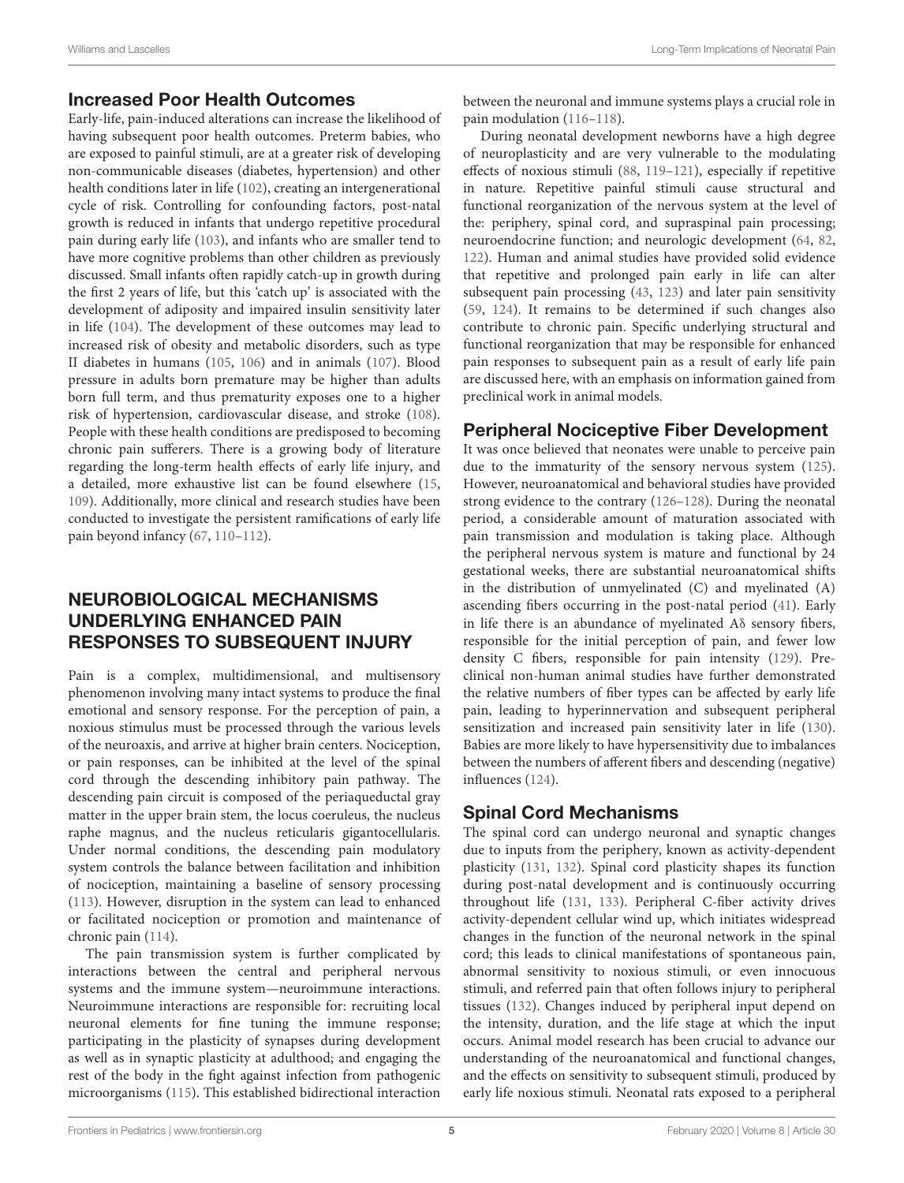## Increased Poor Health Outcomes

Early-life, pain-induced alterations can increase the likelihood of having subsequent poor health outcomes. Preterm babies, who are exposed to painful stimuli, are at a greater risk of developing non-communicable diseases (diabetes, hypertension) and other health conditions later in life (102), creating an intergenerational cycle of risk. Controlling for confounding factors, post-natal growth is reduced in infants that undergo repetitive procedural pain during early life (103), and infants who are smaller tend to have more cognitive problems than other children as previously discussed. Small infants often rapidly catch-up in growth during the first 2 years of life, but this 'catch up' is associated with the development of adiposity and impaired insulin sensitivity later in life (104). The development of these outcomes may lead to increased risk of obesity and metabolic disorders, such as type II diabetes in humans (105, 106) and in animals (107). Blood pressure in adults born premature may be higher than adults born full term, and thus prematurity exposes one to a higher risk of hypertension, cardiovascular disease, and stroke (108). People with these health conditions are predisposed to becoming chronic pain sufferers. There is a growing body of literature regarding the long-term health effects of early life injury, and a detailed, more exhaustive list can be found elsewhere (15, 109). Additionally, more clinical and research studies have been conducted to investigate the persistent ramifications of early life pain beyond infancy (67, 110–112).

# NEUROBIOLOGICAL MECHANISMS UNDERLYING ENHANCED PAIN RESPONSES TO SUBSEQUENT INJURY

Pain is a complex, multidimensional, and multisensory phenomenon involving many intact systems to produce the final emotional and sensory response. For the perception of pain, a noxious stimulus must be processed through the various levels of the neuroaxis, and arrive at higher brain centers. Nociception, or pain responses, can be inhibited at the level of the spinal cord through the descending inhibitory pain pathway. The descending pain circuit is composed of the periaqueductal gray matter in the upper brain stem, the locus coeruleus, the nucleus raphe magnus, and the nucleus reticularis gigantocellularis. Under normal conditions, the descending pain modulatory system controls the balance between facilitation and inhibition of nociception, maintaining a baseline of sensory processing (113). However, disruption in the system can lead to enhanced or facilitated nociception or promotion and maintenance of chronic pain (114).

The pain transmission system is further complicated by interactions between the central and peripheral nervous systems and the immune system—neuroimmune interactions. Neuroimmune interactions are responsible for: recruiting local neuronal elements for fine tuning the immune response; participating in the plasticity of synapses during development as well as in synaptic plasticity at adulthood; and engaging the rest of the body in the fight against infection from pathogenic microorganisms (115). This established bidirectional interaction between the neuronal and immune systems plays a crucial role in pain modulation (116–118).

During neonatal development newborns have a high degree of neuroplasticity and are very vulnerable to the modulating effects of noxious stimuli (88, 119–121), especially if repetitive in nature. Repetitive painful stimuli cause structural and functional reorganization of the nervous system at the level of the: periphery, spinal cord, and supraspinal pain processing; neuroendocrine function; and neurologic development (64, 82, 122). Human and animal studies have provided solid evidence that repetitive and prolonged pain early in life can alter subsequent pain processing (43, 123) and later pain sensitivity (59, 124). It remains to be determined if such changes also contribute to chronic pain. Specific underlying structural and functional reorganization that may be responsible for enhanced pain responses to subsequent pain as a result of early life pain are discussed here, with an emphasis on information gained from preclinical work in animal models.

## Peripheral Nociceptive Fiber Development

It was once believed that neonates were unable to perceive pain due to the immaturity of the sensory nervous system (125). However, neuroanatomical and behavioral studies have provided strong evidence to the contrary (126–128). During the neonatal period, a considerable amount of maturation associated with pain transmission and modulation is taking place. Although the peripheral nervous system is mature and functional by 24 gestational weeks, there are substantial neuroanatomical shifts in the distribution of unmyelinated (C) and myelinated (A) ascending fibers occurring in the post-natal period (41). Early in life there is an abundance of myelinated Aδ sensory fibers, responsible for the initial perception of pain, and fewer low density C fibers, responsible for pain intensity (129). Preclinical non-human animal studies have further demonstrated the relative numbers of fiber types can be affected by early life pain, leading to hyperinnervation and subsequent peripheral sensitization and increased pain sensitivity later in life (130). Babies are more likely to have hypersensitivity due to imbalances between the numbers of afferent fibers and descending (negative) influences (124).

## Spinal Cord Mechanisms

The spinal cord can undergo neuronal and synaptic changes due to inputs from the periphery, known as activity-dependent plasticity (131, 132). Spinal cord plasticity shapes its function during post-natal development and is continuously occurring throughout life (131, 133). Peripheral C-fiber activity drives activity-dependent cellular wind up, which initiates widespread changes in the function of the neuronal network in the spinal cord; this leads to clinical manifestations of spontaneous pain, abnormal sensitivity to noxious stimuli, or even innocuous stimuli, and referred pain that often follows injury to peripheral tissues (132). Changes induced by peripheral input depend on the intensity, duration, and the life stage at which the input occurs. Animal model research has been crucial to advance our understanding of the neuroanatomical and functional changes, and the effects on sensitivity to subsequent stimuli, produced by early life noxious stimuli. Neonatal rats exposed to a peripheral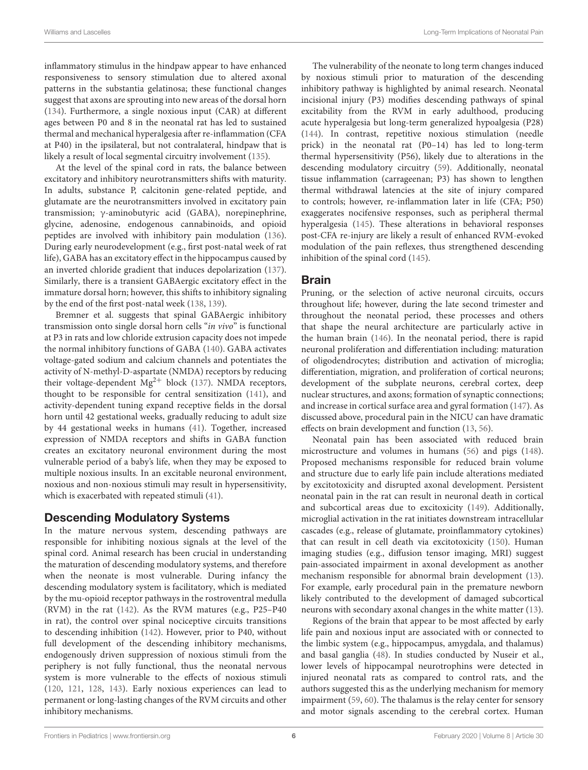inflammatory stimulus in the hindpaw appear to have enhanced responsiveness to sensory stimulation due to altered axonal patterns in the substantia gelatinosa; these functional changes suggest that axons are sprouting into new areas of the dorsal horn (134). Furthermore, a single noxious input (CAR) at different ages between P0 and 8 in the neonatal rat has led to sustained thermal and mechanical hyperalgesia after re-inflammation (CFA at P40) in the ipsilateral, but not contralateral, hindpaw that is likely a result of local segmental circuitry involvement (135).

At the level of the spinal cord in rats, the balance between excitatory and inhibitory neurotransmitters shifts with maturity. In adults, substance P, calcitonin gene-related peptide, and glutamate are the neurotransmitters involved in excitatory pain transmission; γ-aminobutyric acid (GABA), norepinephrine, glycine, adenosine, endogenous cannabinoids, and opioid peptides are involved with inhibitory pain modulation (136). During early neurodevelopment (e.g., first post-natal week of rat life), GABA has an excitatory effect in the hippocampus caused by an inverted chloride gradient that induces depolarization (137). Similarly, there is a transient GABAergic excitatory effect in the immature dorsal horn; however, this shifts to inhibitory signaling by the end of the first post-natal week (138, 139).

Bremner et al. suggests that spinal GABAergic inhibitory transmission onto single dorsal horn cells "*in vivo*" is functional at P3 in rats and low chloride extrusion capacity does not impede the normal inhibitory functions of GABA (140). GABA activates voltage-gated sodium and calcium channels and potentiates the activity of N-methyl-D-aspartate (NMDA) receptors by reducing their voltage-dependent $Mg^{2+}$ block (137). NMDA receptors, thought to be responsible for central sensitization (141), and activity-dependent tuning expand receptive fields in the dorsal horn until 42 gestational weeks, gradually reducing to adult size by 44 gestational weeks in humans (41). Together, increased expression of NMDA receptors and shifts in GABA function creates an excitatory neuronal environment during the most vulnerable period of a baby's life, when they may be exposed to multiple noxious insults. In an excitable neuronal environment, noxious and non-noxious stimuli may result in hypersensitivity, which is exacerbated with repeated stimuli (41).

## Descending Modulatory Systems

In the mature nervous system, descending pathways are responsible for inhibiting noxious signals at the level of the spinal cord. Animal research has been crucial in understanding the maturation of descending modulatory systems, and therefore when the neonate is most vulnerable. During infancy the descending modulatory system is facilitatory, which is mediated by the mu-opioid receptor pathways in the rostroventral medulla (RVM) in the rat (142). As the RVM matures (e.g., P25–P40 in rat), the control over spinal nociceptive circuits transitions to descending inhibition (142). However, prior to P40, without full development of the descending inhibitory mechanisms, endogenously driven suppression of noxious stimuli from the periphery is not fully functional, thus the neonatal nervous system is more vulnerable to the effects of noxious stimuli (120, 121, 128, 143). Early noxious experiences can lead to permanent or long-lasting changes of the RVM circuits and other inhibitory mechanisms.

The vulnerability of the neonate to long term changes induced by noxious stimuli prior to maturation of the descending inhibitory pathway is highlighted by animal research. Neonatal incisional injury (P3) modifies descending pathways of spinal excitability from the RVM in early adulthood, producing acute hyperalgesia but long-term generalized hypoalgesia (P28) (144). In contrast, repetitive noxious stimulation (needle prick) in the neonatal rat (P0–14) has led to long-term thermal hypersensitivity (P56), likely due to alterations in the descending modulatory circuitry (59). Additionally, neonatal tissue inflammation (carrageenan; P3) has shown to lengthen thermal withdrawal latencies at the site of injury compared to controls; however, re-inflammation later in life (CFA; P50) exaggerates nocifensive responses, such as peripheral thermal hyperalgesia (145). These alterations in behavioral responses post-CFA re-injury are likely a result of enhanced RVM-evoked modulation of the pain reflexes, thus strengthened descending inhibition of the spinal cord (145).

## Brain

Pruning, or the selection of active neuronal circuits, occurs throughout life; however, during the late second trimester and throughout the neonatal period, these processes and others that shape the neural architecture are particularly active in the human brain (146). In the neonatal period, there is rapid neuronal proliferation and differentiation including: maturation of oligodendrocytes; distribution and activation of microglia; differentiation, migration, and proliferation of cortical neurons; development of the subplate neurons, cerebral cortex, deep nuclear structures, and axons; formation of synaptic connections; and increase in cortical surface area and gyral formation (147). As discussed above, procedural pain in the NICU can have dramatic effects on brain development and function (13, 56).

Neonatal pain has been associated with reduced brain microstructure and volumes in humans (56) and pigs (148). Proposed mechanisms responsible for reduced brain volume and structure due to early life pain include alterations mediated by excitotoxicity and disrupted axonal development. Persistent neonatal pain in the rat can result in neuronal death in cortical and subcortical areas due to excitoxicity (149). Additionally, microglial activation in the rat initiates downstream intracellular cascades (e.g., release of glutamate, proinflammatory cytokines) that can result in cell death via excitotoxicity (150). Human imaging studies (e.g., diffusion tensor imaging, MRI) suggest pain-associated impairment in axonal development as another mechanism responsible for abnormal brain development (13). For example, early procedural pain in the premature newborn likely contributed to the development of damaged subcortical neurons with secondary axonal changes in the white matter (13).

Regions of the brain that appear to be most affected by early life pain and noxious input are associated with or connected to the limbic system (e.g., hippocampus, amygdala, and thalamus) and basal ganglia (48). In studies conducted by Nuseir et al., lower levels of hippocampal neurotrophins were detected in injured neonatal rats as compared to control rats, and the authors suggested this as the underlying mechanism for memory impairment (59, 60). The thalamus is the relay center for sensory and motor signals ascending to the cerebral cortex. Human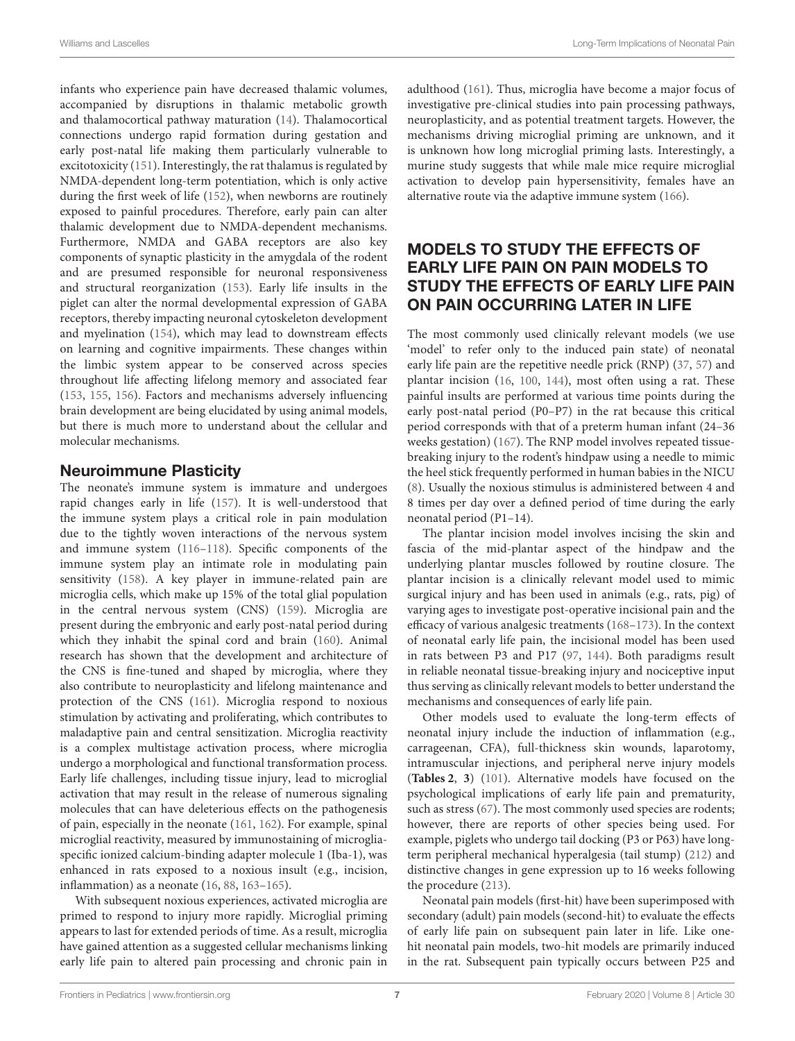infants who experience pain have decreased thalamic volumes, accompanied by disruptions in thalamic metabolic growth and thalamocortical pathway maturation (14). Thalamocortical connections undergo rapid formation during gestation and early post-natal life making them particularly vulnerable to excitotoxicity (151). Interestingly, the rat thalamus is regulated by NMDA-dependent long-term potentiation, which is only active during the first week of life (152), when newborns are routinely exposed to painful procedures. Therefore, early pain can alter thalamic development due to NMDA-dependent mechanisms. Furthermore, NMDA and GABA receptors are also key components of synaptic plasticity in the amygdala of the rodent and are presumed responsible for neuronal responsiveness and structural reorganization (153). Early life insults in the piglet can alter the normal developmental expression of GABA receptors, thereby impacting neuronal cytoskeleton development and myelination (154), which may lead to downstream effects on learning and cognitive impairments. These changes within the limbic system appear to be conserved across species throughout life affecting lifelong memory and associated fear (153, 155, 156). Factors and mechanisms adversely influencing brain development are being elucidated by using animal models, but there is much more to understand about the cellular and molecular mechanisms.

## Neuroimmune Plasticity

The neonate's immune system is immature and undergoes rapid changes early in life (157). It is well-understood that the immune system plays a critical role in pain modulation due to the tightly woven interactions of the nervous system and immune system (116–118). Specific components of the immune system play an intimate role in modulating pain sensitivity (158). A key player in immune-related pain are microglia cells, which make up 15% of the total glial population in the central nervous system (CNS) (159). Microglia are present during the embryonic and early post-natal period during which they inhabit the spinal cord and brain (160). Animal research has shown that the development and architecture of the CNS is fine-tuned and shaped by microglia, where they also contribute to neuroplasticity and lifelong maintenance and protection of the CNS (161). Microglia respond to noxious stimulation by activating and proliferating, which contributes to maladaptive pain and central sensitization. Microglia reactivity is a complex multistage activation process, where microglia undergo a morphological and functional transformation process. Early life challenges, including tissue injury, lead to microglial activation that may result in the release of numerous signaling molecules that can have deleterious effects on the pathogenesis of pain, especially in the neonate (161, 162). For example, spinal microglial reactivity, measured by immunostaining of microglia-specific ionized calcium-binding adapter molecule 1 (Iba-1), was enhanced in rats exposed to a noxious insult (e.g., incision, inflammation) as a neonate (16, 88, 163–165).

With subsequent noxious experiences, activated microglia are primed to respond to injury more rapidly. Microglial priming appears to last for extended periods of time. As a result, microglia have gained attention as a suggested cellular mechanisms linking early life pain to altered pain processing and chronic pain in adulthood (161). Thus, microglia have become a major focus of investigative pre-clinical studies into pain processing pathways, neuroplasticity, and as potential treatment targets. However, the mechanisms driving microglial priming are unknown, and it is unknown how long microglial priming lasts. Interestingly, a murine study suggests that while male mice require microglial activation to develop pain hypersensitivity, females have an alternative route via the adaptive immune system (166).

# MODELS TO STUDY THE EFFECTS OF EARLY LIFE PAIN ON PAIN MODELS TO STUDY THE EFFECTS OF EARLY LIFE PAIN ON PAIN OCCURRING LATER IN LIFE

The most commonly used clinically relevant models (we use 'model' to refer only to the induced pain state) of neonatal early life pain are the repetitive needle prick (RNP) (37, 57) and plantar incision (16, 100, 144), most often using a rat. These painful insults are performed at various time points during the early post-natal period (P0–P7) in the rat because this critical period corresponds with that of a preterm human infant (24–36 weeks gestation) (167). The RNP model involves repeated tissue-breaking injury to the rodent's hindpaw using a needle to mimic the heel stick frequently performed in human babies in the NICU (8). Usually the noxious stimulus is administered between 4 and 8 times per day over a defined period of time during the early neonatal period (P1–14).

The plantar incision model involves incising the skin and fascia of the mid-plantar aspect of the hindpaw and the underlying plantar muscles followed by routine closure. The plantar incision is a clinically relevant model used to mimic surgical injury and has been used in animals (e.g., rats, pig) of varying ages to investigate post-operative incisional pain and the efficacy of various analgesic treatments (168–173). In the context of neonatal early life pain, the incisional model has been used in rats between P3 and P17 (97, 144). Both paradigms result in reliable neonatal tissue-breaking injury and nociceptive input thus serving as clinically relevant models to better understand the mechanisms and consequences of early life pain.

Other models used to evaluate the long-term effects of neonatal injury include the induction of inflammation (e.g., carrageenan, CFA), full-thickness skin wounds, laparotomy, intramuscular injections, and peripheral nerve injury models (**Tables 2**, **3**) (101). Alternative models have focused on the psychological implications of early life pain and prematurity, such as stress (67). The most commonly used species are rodents; however, there are reports of other species being used. For example, piglets who undergo tail docking (P3 or P63) have long-term peripheral mechanical hyperalgesia (tail stump) (212) and distinctive changes in gene expression up to 16 weeks following the procedure (213).

Neonatal pain models (first-hit) have been superimposed with secondary (adult) pain models (second-hit) to evaluate the effects of early life pain on subsequent pain later in life. Like one-hit neonatal pain models, two-hit models are primarily induced in the rat. Subsequent pain typically occurs between P25 and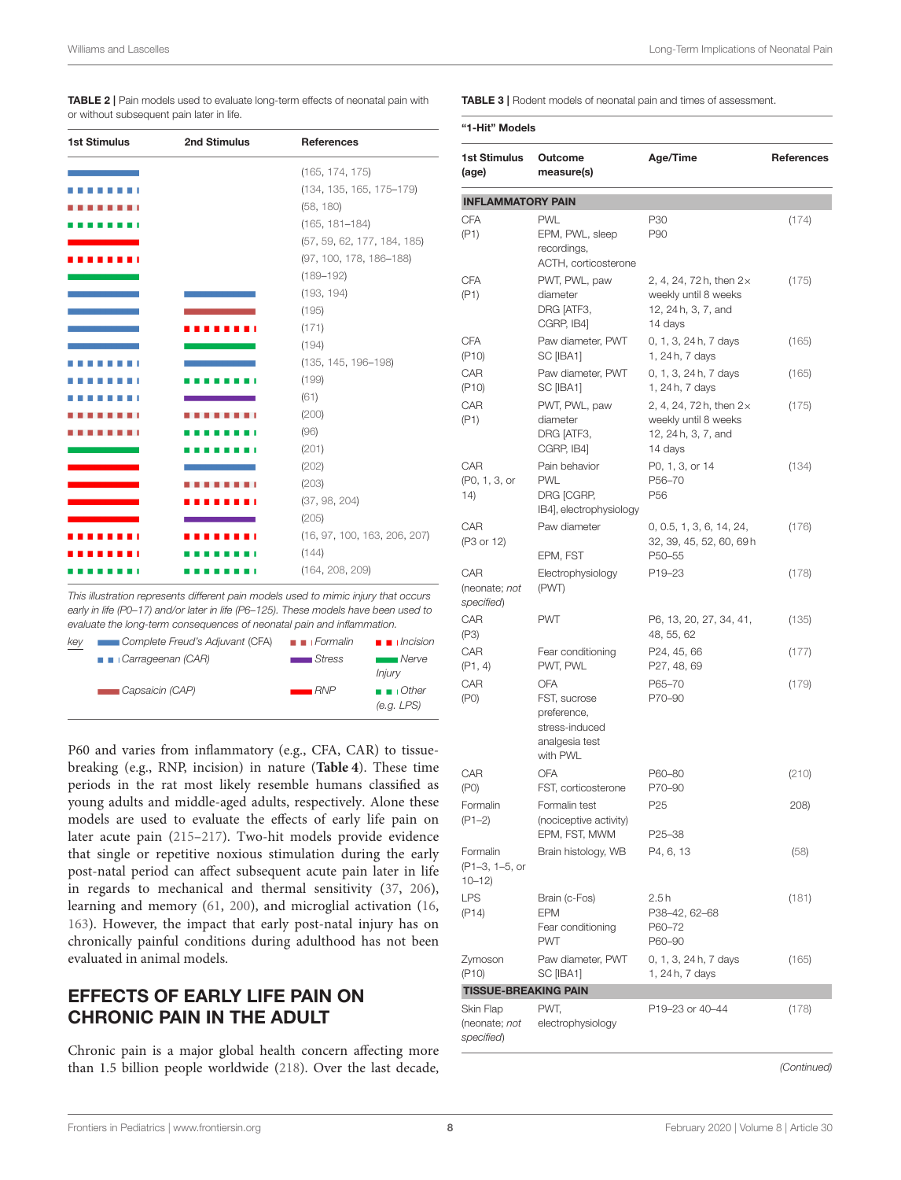**TABLE 2 |** Pain models used to evaluate long-term effects of neonatal pain with or without subsequent pain later in life.

| 1st Stimulus | 2nd Stimulus | References |
|---|---|---|
| Complete Freud's Adjuvant (CFA) | | (165, 174, 175) |
| Carrageenan (CAR) | | (134, 135, 165, 175–179) |
| Formalin | | (58, 180) |
| Other (e.g. LPS) | | (165, 181–184) |
| RNP | | (57, 59, 62, 177, 184, 185) |
| Incision | | (97, 100, 178, 186–188) |
| Nerve Injury | | (189–192) |
| Complete Freud's Adjuvant (CFA) | Complete Freud's Adjuvant (CFA) | (193, 194) |
| Complete Freud's Adjuvant (CFA) | Capsaicin (CAP) | (195) |
| Complete Freud's Adjuvant (CFA) | Incision | (171) |
| Complete Freud's Adjuvant (CFA) | Nerve Injury | (194) |
| Carrageenan (CAR) | Complete Freud's Adjuvant (CFA) | (135, 145, 196–198) |
| Carrageenan (CAR) | Other (e.g. LPS) | (199) |
| Carrageenan (CAR) | Stress | (61) |
| Formalin | Formalin | (200) |
| Formalin | Other (e.g. LPS) | (96) |
| Nerve Injury | Other (e.g. LPS) | (201) |
| RNP | Complete Freud's Adjuvant (CFA) | (202) |
| RNP | Formalin | (203) |
| RNP | Incision | (37, 98, 204) |
| RNP | Stress | (205) |
| Incision | Incision | (16, 97, 100, 163, 206, 207) |
| Incision | Other (e.g. LPS) | (144) |
| Other (e.g. LPS) | Other (e.g. LPS) | (164, 208, 209) |

*This illustration represents different pain models used to mimic injury that occurs early in life (P0–17) and/or later in life (P6–125). These models have been used to evaluate the long-term consequences of neonatal pain and inflammation.*

*key*: Complete Freud's Adjuvant (CFA); Carrageenan (CAR); Capsaicin (CAP); Formalin; Stress; RNP; Incision; Nerve Injury; Other (e.g. LPS)

P60 and varies from inflammatory (e.g., CFA, CAR) to tissue-breaking (e.g., RNP, incision) in nature (**Table 4**). These time periods in the rat most likely resemble humans classified as young adults and middle-aged adults, respectively. Alone these models are used to evaluate the effects of early life pain on later acute pain (215–217). Two-hit models provide evidence that single or repetitive noxious stimulation during the early post-natal period can affect subsequent acute pain later in life in regards to mechanical and thermal sensitivity (37, 206), learning and memory (61, 200), and microglial activation (16, 163). However, the impact that early post-natal injury has on chronically painful conditions during adulthood has not been evaluated in animal models.

## EFFECTS OF EARLY LIFE PAIN ON CHRONIC PAIN IN THE ADULT

Chronic pain is a major global health concern affecting more than 1.5 billion people worldwide (218). Over the last decade,

**TABLE 3 |** Rodent models of neonatal pain and times of assessment.

**"1-Hit" Models**

| 1st Stimulus (age) | Outcome measure(s) | Age/Time | References |
|---|---|---|---|
| **INFLAMMATORY PAIN** | | | |
| CFA (P1) | PWL<br>EPM, PWL, sleep recordings, ACTH, corticosterone | P30<br>P90 | (174) |
| CFA (P1) | PWT, PWL, paw diameter<br>DRG [ATF3, CGRP, IB4] | 2, 4, 24, 72 h, then 2× weekly until 8 weeks<br>12, 24 h, 3, 7, and 14 days | (175) |
| CFA (P10) | Paw diameter, PWT<br>SC [IBA1] | 0, 1, 3, 24 h, 7 days<br>1, 24 h, 7 days | (165) |
| CAR (P10) | Paw diameter, PWT<br>SC [IBA1] | 0, 1, 3, 24 h, 7 days<br>1, 24 h, 7 days | (165) |
| CAR (P1) | PWT, PWL, paw diameter<br>DRG [ATF3, CGRP, IB4] | 2, 4, 24, 72 h, then 2× weekly until 8 weeks<br>12, 24 h, 3, 7, and 14 days | (175) |
| CAR (P0, 1, 3, or 14) | Pain behavior<br>PWL<br>DRG [CGRP, IB4], electrophysiology | P0, 1, 3, or 14<br>P56–70<br>P56 | (134) |
| CAR (P3 or 12) | Paw diameter<br><br>EPM, FST | 0, 0.5, 1, 3, 6, 14, 24, 32, 39, 45, 52, 60, 69 h<br>P50–55 | (176) |
| CAR (neonate; *not specified*) | Electrophysiology (PWT) | P19–23 | (178) |
| CAR (P3) | PWT | P6, 13, 20, 27, 34, 41, 48, 55, 62 | (135) |
| CAR (P1, 4) | Fear conditioning<br>PWT, PWL | P24, 45, 66<br>P27, 48, 69 | (177) |
| CAR (P0) | OFA<br>FST, sucrose preference, stress-induced analgesia test with PWL | P65–70<br>P70–90 | (179) |
| CAR (P0) | OFA<br>FST, corticosterone | P60–80<br>P70–90 | (210) |
| Formalin (P1–2) | Formalin test (nociceptive activity)<br>EPM, FST, MWM | P25<br><br>P25–38 | 208) |
| Formalin (P1–3, 1–5, or 10–12) | Brain histology, WB | P4, 6, 13 | (58) |
| LPS (P14) | Brain (c-Fos)<br>EPM<br>Fear conditioning<br>PWT | 2.5 h<br>P38–42, 62–68<br>P60–72<br>P60–90 | (181) |
| Zymoson (P10) | Paw diameter, PWT<br>SC [IBA1] | 0, 1, 3, 24 h, 7 days<br>1, 24 h, 7 days | (165) |
| **TISSUE-BREAKING PAIN** | | | |
| Skin Flap (neonate; *not specified*) | PWT, electrophysiology | P19–23 or 40–44 | (178) |

*(Continued)*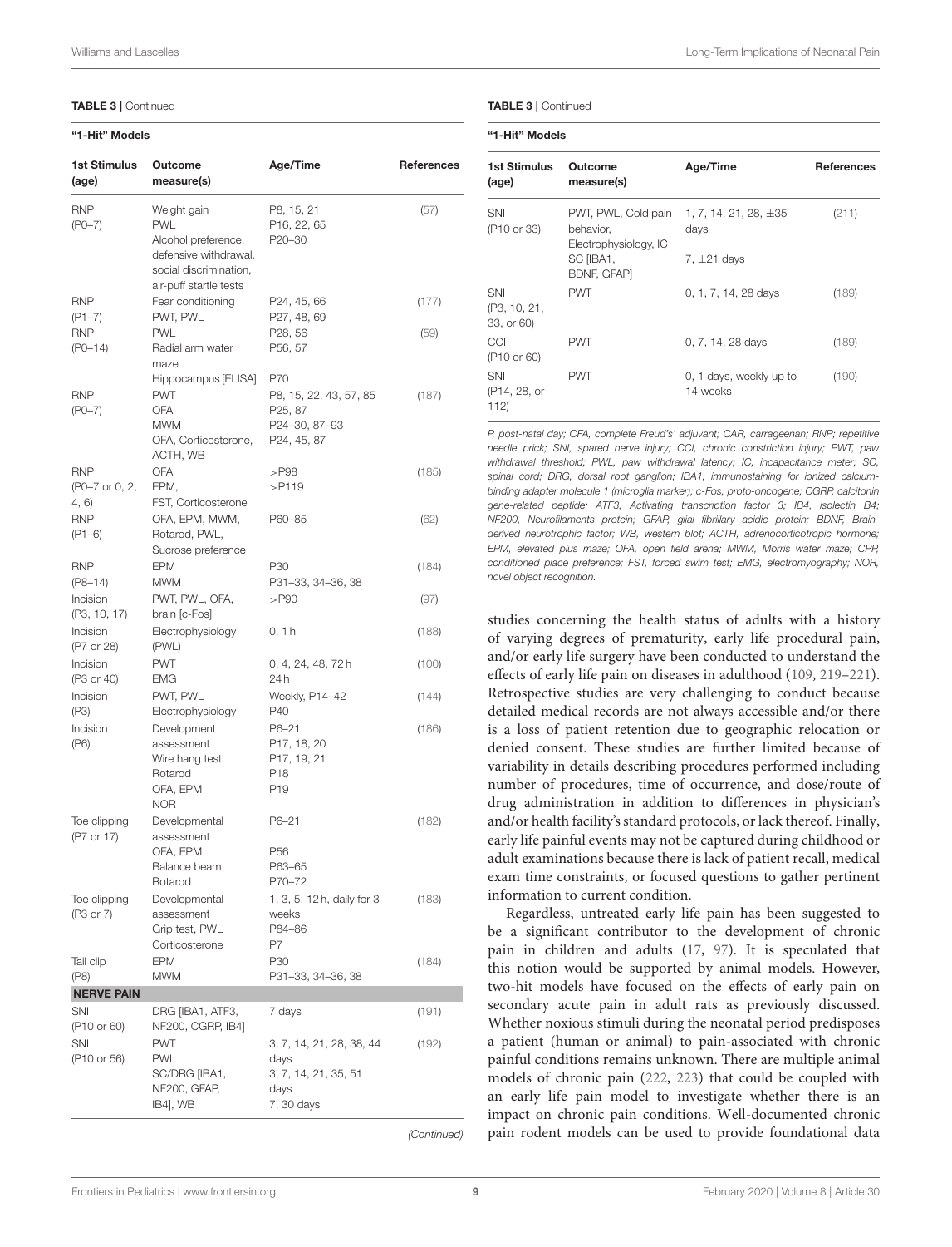**TABLE 3 |** Continued

| **"1-Hit" Models** | | | |
|---|---|---|---|
| **1st Stimulus (age)** | **Outcome measure(s)** | **Age/Time** | **References** |
| RNP (P0–7) | Weight gain<br>PWL<br>Alcohol preference, defensive withdrawal, social discrimination, air-puff startle tests | P8, 15, 21<br>P16, 22, 65<br>P20–30 | (57) |
| RNP (P1–7) | Fear conditioning<br>PWT, PWL | P24, 45, 66<br>P27, 48, 69 | (177) |
| RNP (P0–14) | PWL<br>Radial arm water maze<br>Hippocampus [ELISA] | P28, 56<br>P56, 57<br>P70 | (59) |
| RNP (P0–7) | PWT<br>OFA<br>MWM<br>OFA, Corticosterone, ACTH, WB | P8, 15, 22, 43, 57, 85<br>P25, 87<br>P24–30, 87–93<br>P24, 45, 87 | (187) |
| RNP (P0–7 or 0, 2, 4, 6) | OFA<br>EPM,<br>FST, Corticosterone | >P98<br>>P119 | (185) |
| RNP (P1–6) | OFA, EPM, MWM, Rotarod, PWL, Sucrose preference | P60–85 | (62) |
| RNP (P8–14) | EPM<br>MWM | P30<br>P31–33, 34–36, 38 | (184) |
| Incision (P3, 10, 17) | PWT, PWL, OFA, brain [c-Fos] | >P90 | (97) |
| Incision (P7 or 28) | Electrophysiology (PWL) | 0, 1 h | (188) |
| Incision (P3 or 40) | PWT<br>EMG | 0, 4, 24, 48, 72 h<br>24 h | (100) |
| Incision (P3) | PWT, PWL<br>Electrophysiology | Weekly, P14–42<br>P40 | (144) |
| Incision (P6) | Development assessment<br>Wire hang test<br>Rotarod<br>OFA, EPM<br>NOR | P6–21<br>P17, 18, 20<br>P17, 19, 21<br>P18<br>P19 | (186) |
| Toe clipping (P7 or 17) | Developmental assessment<br>OFA, EPM<br>Balance beam<br>Rotarod | P6–21<br><br>P56<br>P63–65<br>P70–72 | (182) |
| Toe clipping (P3 or 7) | Developmental assessment<br>Grip test, PWL<br>Corticosterone | 1, 3, 5, 12 h, daily for 3 weeks<br>P84–86<br>P7 | (183) |
| Tail clip (P8) | EPM<br>MWM | P30<br>P31–33, 34–36, 38 | (184) |
| **NERVE PAIN** | | | |
| SNI (P10 or 60) | DRG [IBA1, ATF3, NF200, CGRP, IB4] | 7 days | (191) |
| SNI (P10 or 56) | PWT<br>PWL<br>SC/DRG [IBA1, NF200, GFAP, IB4], WB | 3, 7, 14, 21, 28, 38, 44 days<br>3, 7, 14, 21, 35, 51 days<br>7, 30 days | (192) |
| SNI (P10 or 33) | PWT, PWL, Cold pain behavior, Electrophysiology, IC<br>SC [IBA1, BDNF, GFAP] | 1, 7, 14, 21, 28, ±35 days<br>7, ±21 days | (211) |
| SNI (P3, 10, 21, 33, or 60) | PWT | 0, 1, 7, 14, 28 days | (189) |
| CCI (P10 or 60) | PWT | 0, 7, 14, 28 days | (189) |
| SNI (P14, 28, or 112) | PWT | 0, 1 days, weekly up to 14 weeks | (190) |

*P, post-natal day; CFA, complete Freud's' adjuvant; CAR, carrageenan; RNP; repetitive needle prick; SNI, spared nerve injury; CCI, chronic constriction injury; PWT, paw withdrawal threshold; PWL, paw withdrawal latency; IC, incapacitance meter; SC, spinal cord; DRG, dorsal root ganglion; IBA1, immunostaining for ionized calcium-binding adapter molecule 1 (microglia marker); c-Fos, proto-oncogene; CGRP, calcitonin gene-related peptide; ATF3, Activating transcription factor 3; IB4, isolectin B4; NF200, Neurofilaments protein; GFAP, glial fibrillary acidic protein; BDNF, Brain-derived neurotrophic factor; WB, western blot; ACTH, adrenocorticotropic hormone; EPM, elevated plus maze; OFA, open field arena; MWM, Morris water maze; CPP, conditioned place preference; FST, forced swim test; EMG, electromyography; NOR, novel object recognition.*

studies concerning the health status of adults with a history of varying degrees of prematurity, early life procedural pain, and/or early life surgery have been conducted to understand the effects of early life pain on diseases in adulthood (109, 219–221). Retrospective studies are very challenging to conduct because detailed medical records are not always accessible and/or there is a loss of patient retention due to geographic relocation or denied consent. These studies are further limited because of variability in details describing procedures performed including number of procedures, time of occurrence, and dose/route of drug administration in addition to differences in physician's and/or health facility's standard protocols, or lack thereof. Finally, early life painful events may not be captured during childhood or adult examinations because there is lack of patient recall, medical exam time constraints, or focused questions to gather pertinent information to current condition.

Regardless, untreated early life pain has been suggested to be a significant contributor to the development of chronic pain in children and adults (17, 97). It is speculated that this notion would be supported by animal models. However, two-hit models have focused on the effects of early pain on secondary acute pain in adult rats as previously discussed. Whether noxious stimuli during the neonatal period predisposes a patient (human or animal) to pain-associated with chronic painful conditions remains unknown. There are multiple animal models of chronic pain (222, 223) that could be coupled with an early life pain model to investigate whether there is an impact on chronic pain conditions. Well-documented chronic pain rodent models can be used to provide foundational data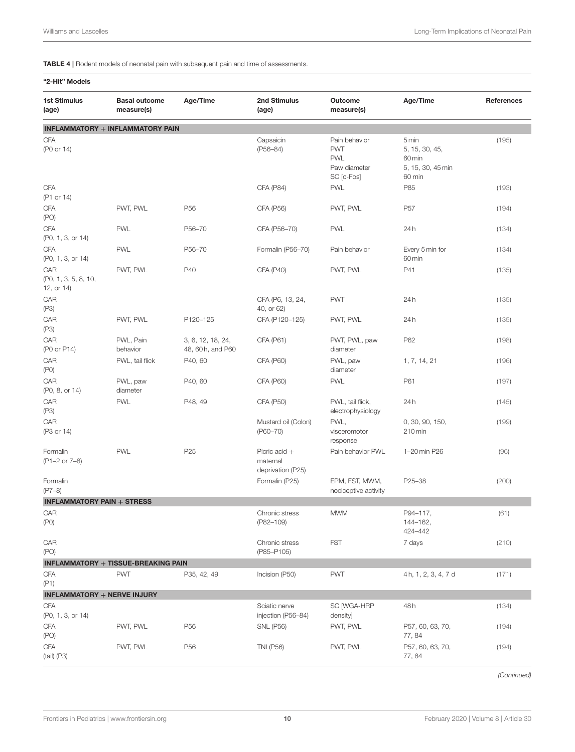**TABLE 4 |** Rodent models of neonatal pain with subsequent pain and time of assessments.

**"2-Hit" Models**

| 1st Stimulus (age) | Basal outcome measure(s) | Age/Time | 2nd Stimulus (age) | Outcome measure(s) | Age/Time | References |
|---|---|---|---|---|---|---|
| **INFLAMMATORY + INFLAMMATORY PAIN** | | | | | | |
| CFA (P0 or 14) | | | Capsaicin (P56–84) | Pain behavior<br>PWT<br>PWL<br>Paw diameter<br>SC [c-Fos] | 5 min<br>5, 15, 30, 45, 60 min<br>5, 15, 30, 45 min<br>60 min | (195) |
| CFA (P1 or 14) | | | CFA (P84) | PWL | P85 | (193) |
| CFA (PO) | PWT, PWL | P56 | CFA (P56) | PWT, PWL | P57 | (194) |
| CFA (P0, 1, 3, or 14) | PWL | P56–70 | CFA (P56–70) | PWL | 24 h | (134) |
| CFA (P0, 1, 3, or 14) | PWL | P56–70 | Formalin (P56–70) | Pain behavior | Every 5 min for 60 min | (134) |
| CAR (P0, 1, 3, 5, 8, 10, 12, or 14) | PWT, PWL | P40 | CFA (P40) | PWT, PWL | P41 | (135) |
| CAR (P3) | | | CFA (P6, 13, 24, 40, or 62) | PWT | 24 h | (135) |
| CAR (P3) | PWT, PWL | P120–125 | CFA (P120–125) | PWT, PWL | 24 h | (135) |
| CAR (P0 or P14) | PWL, Pain behavior | 3, 6, 12, 18, 24, 48, 60 h, and P60 | CFA (P61) | PWT, PWL, paw diameter | P62 | (198) |
| CAR (P0) | PWL, tail flick | P40, 60 | CFA (P60) | PWL, paw diameter | 1, 7, 14, 21 | (196) |
| CAR (P0, 8, or 14) | PWL, paw diameter | P40, 60 | CFA (P60) | PWL | P61 | (197) |
| CAR (P3) | PWL | P48, 49 | CFA (P50) | PWL, tail flick, electrophysiology | 24 h | (145) |
| CAR (P3 or 14) | | | Mustard oil (Colon) (P60–70) | PWL, visceromotor response | 0, 30, 90, 150, 210 min | (199) |
| Formalin (P1–2 or 7–8) | PWL | P25 | Picric acid + maternal deprivation (P25) | Pain behavior PWL | 1–20 min P26 | (96) |
| Formalin (P7–8) | | | Formalin (P25) | EPM, FST, MWM, nociceptive activity | P25–38 | (200) |
| **INFLAMMATORY PAIN + STRESS** | | | | | | |
| CAR (P0) | | | Chronic stress (P82–109) | MWM | P94–117, 144–162, 424–442 | (61) |
| CAR (PO) | | | Chronic stress (P85–P105) | FST | 7 days | (210) |
| **INFLAMMATORY + TISSUE-BREAKING PAIN** | | | | | | |
| CFA (P1) | PWT | P35, 42, 49 | Incision (P50) | PWT | 4 h, 1, 2, 3, 4, 7 d | (171) |
| **INFLAMMATORY + NERVE INJURY** | | | | | | |
| CFA (P0, 1, 3, or 14) | | | Sciatic nerve injection (P56–84) | SC [WGA-HRP density] | 48 h | (134) |
| CFA (PO) | PWT, PWL | P56 | SNL (P56) | PWT, PWL | P57, 60, 63, 70, 77, 84 | (194) |
| CFA (tail) (P3) | PWT, PWL | P56 | TNI (P56) | PWT, PWL | P57, 60, 63, 70, 77, 84 | (194) |

*(Continued)*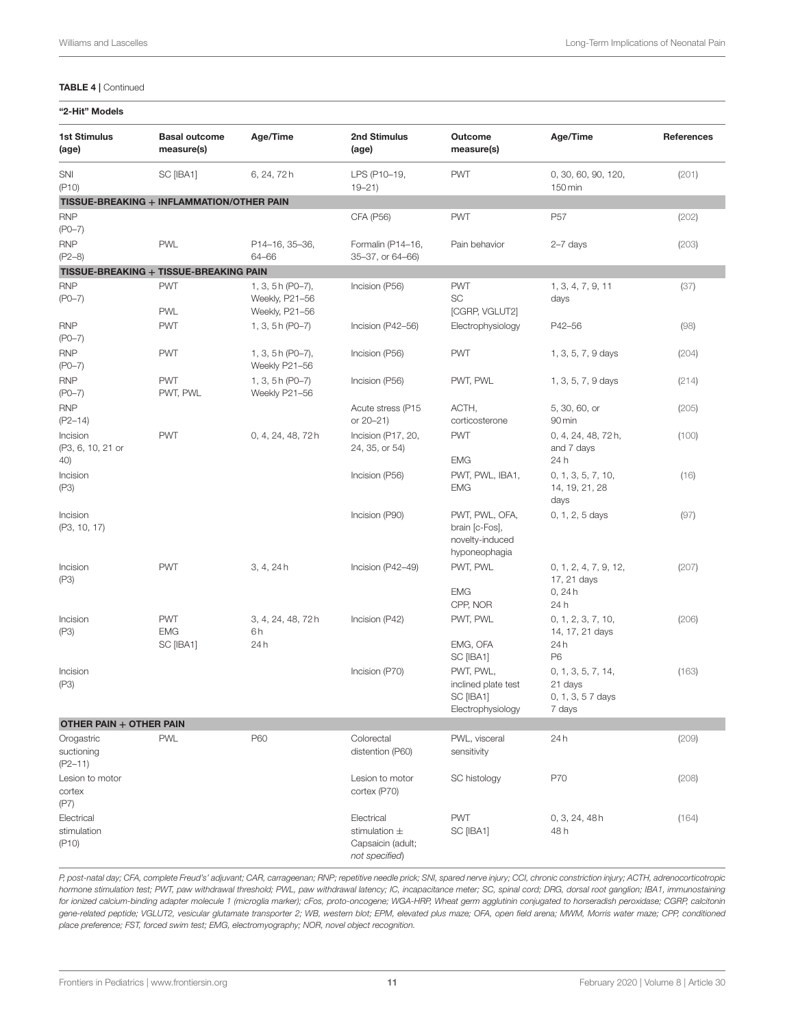**TABLE 4 |** Continued

**"2-Hit" Models**

| 1st Stimulus (age) | Basal outcome measure(s) | Age/Time | 2nd Stimulus (age) | Outcome measure(s) | Age/Time | References |
|---|---|---|---|---|---|---|
| SNI (P10) | SC [IBA1] | 6, 24, 72 h | LPS (P10–19, 19–21) | PWT | 0, 30, 60, 90, 120, 150 min | (201) |
| **TISSUE-BREAKING + INFLAMMATION/OTHER PAIN** | | | | | | |
| RNP (P0–7) | | | CFA (P56) | PWT | P57 | (202) |
| RNP (P2–8) | PWL | P14–16, 35–36, 64–66 | Formalin (P14–16, 35–37, or 64–66) | Pain behavior | 2–7 days | (203) |
| **TISSUE-BREAKING + TISSUE-BREAKING PAIN** | | | | | | |
| RNP (P0–7) | PWT<br>PWL | 1, 3, 5 h (P0–7), Weekly, P21–56<br>Weekly, P21–56 | Incision (P56) | PWT<br>SC [CGRP, VGLUT2] | 1, 3, 4, 7, 9, 11 days | (37) |
| RNP (P0–7) | PWT | 1, 3, 5 h (P0–7) | Incision (P42–56) | Electrophysiology | P42–56 | (98) |
| RNP (P0–7) | PWT | 1, 3, 5 h (P0–7), Weekly P21–56 | Incision (P56) | PWT | 1, 3, 5, 7, 9 days | (204) |
| RNP (P0–7) | PWT<br>PWT, PWL | 1, 3, 5 h (P0–7)<br>Weekly P21–56 | Incision (P56) | PWT, PWL | 1, 3, 5, 7, 9 days | (214) |
| RNP (P2–14) | | | Acute stress (P15 or 20–21) | ACTH, corticosterone | 5, 30, 60, or 90 min | (205) |
| Incision (P3, 6, 10, 21 or 40) | PWT | 0, 4, 24, 48, 72 h | Incision (P17, 20, 24, 35, or 54) | PWT<br>EMG | 0, 4, 24, 48, 72 h, and 7 days<br>24 h | (100) |
| Incision (P3) | | | Incision (P56) | PWT, PWL, IBA1, EMG | 0, 1, 3, 5, 7, 10, 14, 19, 21, 28 days | (16) |
| Incision (P3, 10, 17) | | | Incision (P90) | PWT, PWL, OFA, brain [c-Fos], novelty-induced hyponeophagia | 0, 1, 2, 5 days | (97) |
| Incision (P3) | PWT | 3, 4, 24 h | Incision (P42–49) | PWT, PWL<br>EMG<br>CPP, NOR | 0, 1, 2, 4, 7, 9, 12, 17, 21 days<br>0, 24 h<br>24 h | (207) |
| Incision (P3) | PWT<br>EMG<br>SC [IBA1] | 3, 4, 24, 48, 72 h<br>6 h<br>24 h | Incision (P42) | PWT, PWL<br>EMG, OFA<br>SC [IBA1] | 0, 1, 2, 3, 7, 10, 14, 17, 21 days<br>24 h<br>P6 | (206) |
| Incision (P3) | | | Incision (P70) | PWT, PWL, inclined plate test<br>SC [IBA1]<br>Electrophysiology | 0, 1, 3, 5, 7, 14, 21 days<br>0, 1, 3, 5 7 days<br>7 days | (163) |
| **OTHER PAIN + OTHER PAIN** | | | | | | |
| Orogastric suctioning (P2–11) | PWL | P60 | Colorectal distention (P60) | PWL, visceral sensitivity | 24 h | (209) |
| Lesion to motor cortex (P7) | | | Lesion to motor cortex (P70) | SC histology | P70 | (208) |
| Electrical stimulation (P10) | | | Electrical stimulation ± Capsaicin (adult; *not specified*) | PWT<br>SC [IBA1] | 0, 3, 24, 48 h<br>48 h | (164) |

*P, post-natal day; CFA, complete Freud's' adjuvant; CAR, carrageenan; RNP; repetitive needle prick; SNI, spared nerve injury; CCI, chronic constriction injury; ACTH, adrenocorticotropic hormone stimulation test; PWT, paw withdrawal threshold; PWL, paw withdrawal latency; IC, incapacitance meter; SC, spinal cord; DRG, dorsal root ganglion; IBA1, immunostaining for ionized calcium-binding adapter molecule 1 (microglia marker); cFos, proto-oncogene; WGA-HRP, Wheat germ agglutinin conjugated to horseradish peroxidase; CGRP, calcitonin gene-related peptide; VGLUT2, vesicular glutamate transporter 2; WB, western blot; EPM, elevated plus maze; OFA, open field arena; MWM, Morris water maze; CPP, conditioned place preference; FST, forced swim test; EMG, electromyography; NOR, novel object recognition.*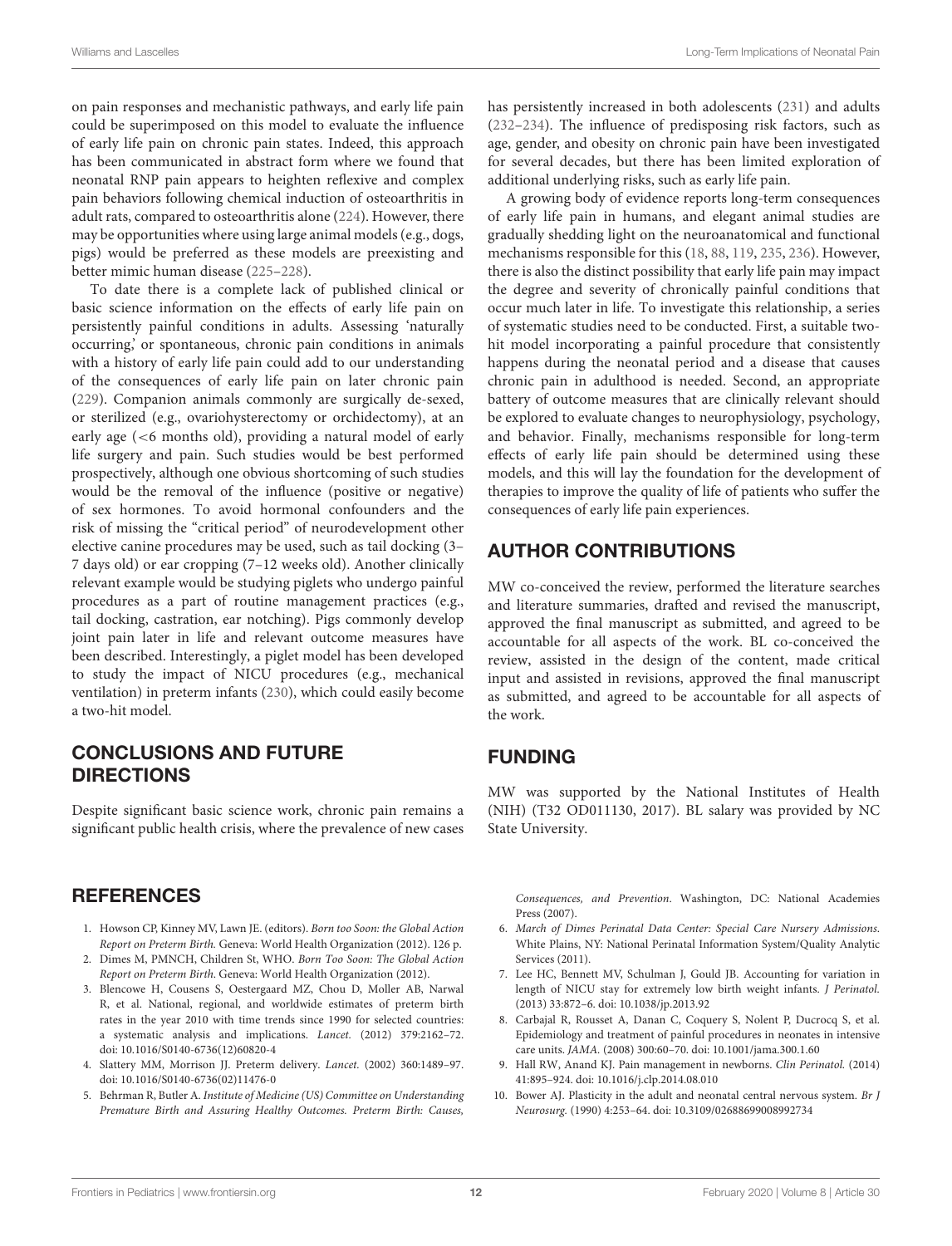on pain responses and mechanistic pathways, and early life pain could be superimposed on this model to evaluate the influence of early life pain on chronic pain states. Indeed, this approach has been communicated in abstract form where we found that neonatal RNP pain appears to heighten reflexive and complex pain behaviors following chemical induction of osteoarthritis in adult rats, compared to osteoarthritis alone (224). However, there may be opportunities where using large animal models (e.g., dogs, pigs) would be preferred as these models are preexisting and better mimic human disease (225–228).

To date there is a complete lack of published clinical or basic science information on the effects of early life pain on persistently painful conditions in adults. Assessing 'naturally occurring,' or spontaneous, chronic pain conditions in animals with a history of early life pain could add to our understanding of the consequences of early life pain on later chronic pain (229). Companion animals commonly are surgically de-sexed, or sterilized (e.g., ovariohysterectomy or orchidectomy), at an early age (<6 months old), providing a natural model of early life surgery and pain. Such studies would be best performed prospectively, although one obvious shortcoming of such studies would be the removal of the influence (positive or negative) of sex hormones. To avoid hormonal confounders and the risk of missing the "critical period" of neurodevelopment other elective canine procedures may be used, such as tail docking (3–7 days old) or ear cropping (7–12 weeks old). Another clinically relevant example would be studying piglets who undergo painful procedures as a part of routine management practices (e.g., tail docking, castration, ear notching). Pigs commonly develop joint pain later in life and relevant outcome measures have been described. Interestingly, a piglet model has been developed to study the impact of NICU procedures (e.g., mechanical ventilation) in preterm infants (230), which could easily become a two-hit model.

## CONCLUSIONS AND FUTURE DIRECTIONS

Despite significant basic science work, chronic pain remains a significant public health crisis, where the prevalence of new cases has persistently increased in both adolescents (231) and adults (232–234). The influence of predisposing risk factors, such as age, gender, and obesity on chronic pain have been investigated for several decades, but there has been limited exploration of additional underlying risks, such as early life pain.

A growing body of evidence reports long-term consequences of early life pain in humans, and elegant animal studies are gradually shedding light on the neuroanatomical and functional mechanisms responsible for this (18, 88, 119, 235, 236). However, there is also the distinct possibility that early life pain may impact the degree and severity of chronically painful conditions that occur much later in life. To investigate this relationship, a series of systematic studies need to be conducted. First, a suitable two-hit model incorporating a painful procedure that consistently happens during the neonatal period and a disease that causes chronic pain in adulthood is needed. Second, an appropriate battery of outcome measures that are clinically relevant should be explored to evaluate changes to neurophysiology, psychology, and behavior. Finally, mechanisms responsible for long-term effects of early life pain should be determined using these models, and this will lay the foundation for the development of therapies to improve the quality of life of patients who suffer the consequences of early life pain experiences.

## AUTHOR CONTRIBUTIONS

MW co-conceived the review, performed the literature searches and literature summaries, drafted and revised the manuscript, approved the final manuscript as submitted, and agreed to be accountable for all aspects of the work. BL co-conceived the review, assisted in the design of the content, made critical input and assisted in revisions, approved the final manuscript as submitted, and agreed to be accountable for all aspects of the work.

## FUNDING

MW was supported by the National Institutes of Health (NIH) (T32 OD011130, 2017). BL salary was provided by NC State University.

## REFERENCES

1. Howson CP, Kinney MV, Lawn JE. (editors). *Born too Soon: the Global Action Report on Preterm Birth.* Geneva: World Health Organization (2012). 126 p.
2. Dimes M, PMNCH, Children St, WHO. *Born Too Soon: The Global Action Report on Preterm Birth*. Geneva: World Health Organization (2012).
3. Blencowe H, Cousens S, Oestergaard MZ, Chou D, Moller AB, Narwal R, et al. National, regional, and worldwide estimates of preterm birth rates in the year 2010 with time trends since 1990 for selected countries: a systematic analysis and implications. *Lancet.* (2012) 379:2162–72. doi: 10.1016/S0140-6736(12)60820-4
4. Slattery MM, Morrison JJ. Preterm delivery. *Lancet.* (2002) 360:1489–97. doi: 10.1016/S0140-6736(02)11476-0
5. Behrman R, Butler A. *Institute of Medicine (US) Committee on Understanding Premature Birth and Assuring Healthy Outcomes. Preterm Birth: Causes, Consequences, and Prevention.* Washington, DC: National Academies Press (2007).
6. *March of Dimes Perinatal Data Center: Special Care Nursery Admissions*. White Plains, NY: National Perinatal Information System/Quality Analytic Services (2011).
7. Lee HC, Bennett MV, Schulman J, Gould JB. Accounting for variation in length of NICU stay for extremely low birth weight infants. *J Perinatol.* (2013) 33:872–6. doi: 10.1038/jp.2013.92
8. Carbajal R, Rousset A, Danan C, Coquery S, Nolent P, Ducrocq S, et al. Epidemiology and treatment of painful procedures in neonates in intensive care units. *JAMA.* (2008) 300:60–70. doi: 10.1001/jama.300.1.60
9. Hall RW, Anand KJ. Pain management in newborns. *Clin Perinatol.* (2014) 41:895–924. doi: 10.1016/j.clp.2014.08.010
10. Bower AJ. Plasticity in the adult and neonatal central nervous system. *Br J Neurosurg.* (1990) 4:253–64. doi: 10.3109/02688699008992734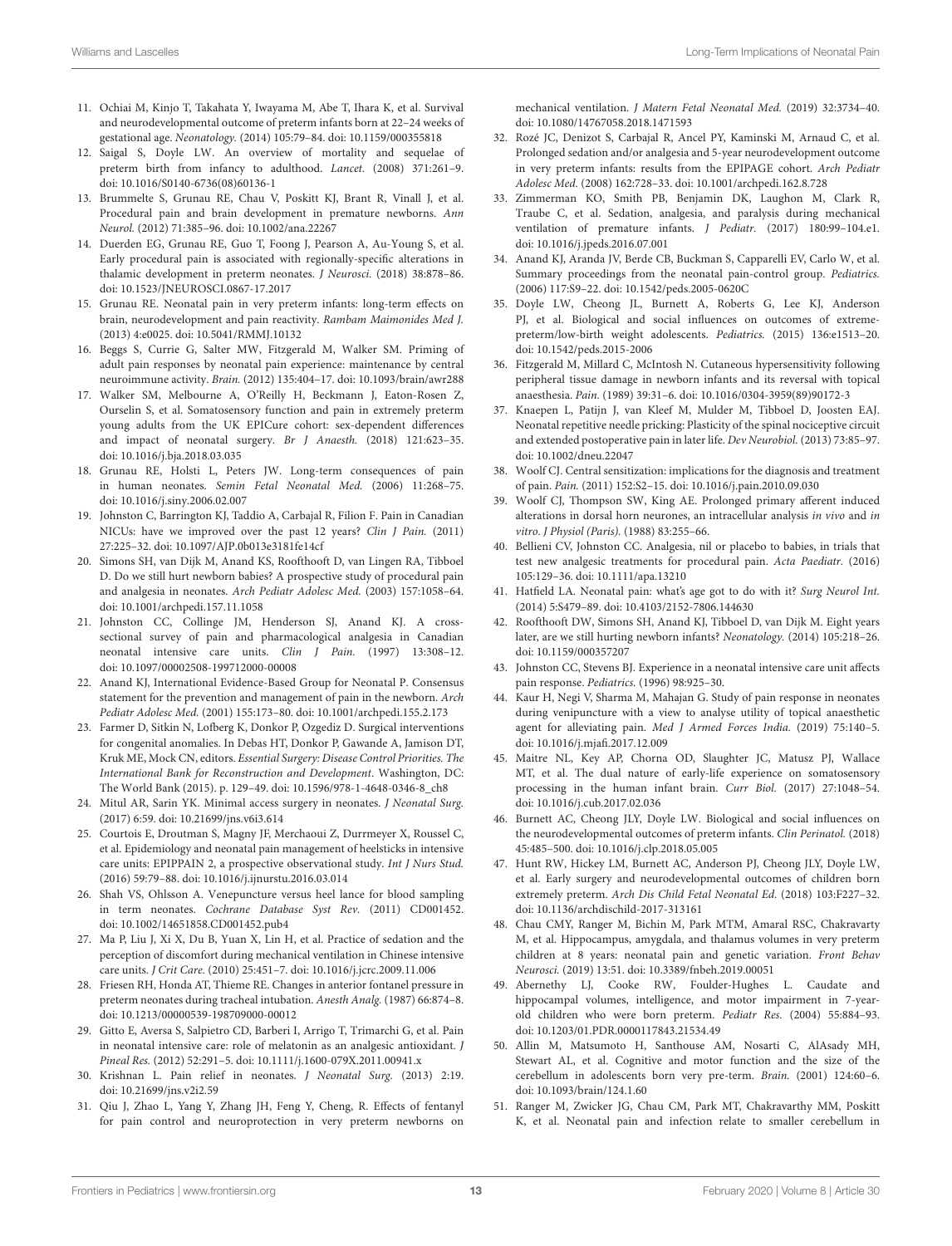11. Ochiai M, Kinjo T, Takahata Y, Iwayama M, Abe T, Ihara K, et al. Survival and neurodevelopmental outcome of preterm infants born at 22–24 weeks of gestational age. *Neonatology.* (2014) 105:79–84. doi: 10.1159/000355818
12. Saigal S, Doyle LW. An overview of mortality and sequelae of preterm birth from infancy to adulthood. *Lancet.* (2008) 371:261–9. doi: 10.1016/S0140-6736(08)60136-1
13. Brummelte S, Grunau RE, Chau V, Poskitt KJ, Brant R, Vinall J, et al. Procedural pain and brain development in premature newborns. *Ann Neurol.* (2012) 71:385–96. doi: 10.1002/ana.22267
14. Duerden EG, Grunau RE, Guo T, Foong J, Pearson A, Au-Young S, et al. Early procedural pain is associated with regionally-specific alterations in thalamic development in preterm neonates. *J Neurosci.* (2018) 38:878–86. doi: 10.1523/JNEUROSCI.0867-17.2017
15. Grunau RE. Neonatal pain in very preterm infants: long-term effects on brain, neurodevelopment and pain reactivity. *Rambam Maimonides Med J.* (2013) 4:e0025. doi: 10.5041/RMMJ.10132
16. Beggs S, Currie G, Salter MW, Fitzgerald M, Walker SM. Priming of adult pain responses by neonatal pain experience: maintenance by central neuroimmune activity. *Brain.* (2012) 135:404–17. doi: 10.1093/brain/awr288
17. Walker SM, Melbourne A, O'Reilly H, Beckmann J, Eaton-Rosen Z, Ourselin S, et al. Somatosensory function and pain in extremely preterm young adults from the UK EPICure cohort: sex-dependent differences and impact of neonatal surgery. *Br J Anaesth.* (2018) 121:623–35. doi: 10.1016/j.bja.2018.03.035
18. Grunau RE, Holsti L, Peters JW. Long-term consequences of pain in human neonates. *Semin Fetal Neonatal Med.* (2006) 11:268–75. doi: 10.1016/j.siny.2006.02.007
19. Johnston C, Barrington KJ, Taddio A, Carbajal R, Filion F. Pain in Canadian NICUs: have we improved over the past 12 years? *Clin J Pain.* (2011) 27:225–32. doi: 10.1097/AJP.0b013e3181fe14cf
20. Simons SH, van Dijk M, Anand KS, Roofthooft D, van Lingen RA, Tibboel D. Do we still hurt newborn babies? A prospective study of procedural pain and analgesia in neonates. *Arch Pediatr Adolesc Med.* (2003) 157:1058–64. doi: 10.1001/archpedi.157.11.1058
21. Johnston CC, Collinge JM, Henderson SJ, Anand KJ. A cross-sectional survey of pain and pharmacological analgesia in Canadian neonatal intensive care units. *Clin J Pain.* (1997) 13:308–12. doi: 10.1097/00002508-199712000-00008
22. Anand KJ, International Evidence-Based Group for Neonatal P. Consensus statement for the prevention and management of pain in the newborn. *Arch Pediatr Adolesc Med.* (2001) 155:173–80. doi: 10.1001/archpedi.155.2.173
23. Farmer D, Sitkin N, Lofberg K, Donkor P, Ozgediz D. Surgical interventions for congenital anomalies. In Debas HT, Donkor P, Gawande A, Jamison DT, Kruk ME, Mock CN, editors. *Essential Surgery: Disease Control Priorities. The International Bank for Reconstruction and Development*. Washington, DC: The World Bank (2015). p. 129–49. doi: 10.1596/978-1-4648-0346-8_ch8
24. Mitul AR, Sarin YK. Minimal access surgery in neonates. *J Neonatal Surg.* (2017) 6:59. doi: 10.21699/jns.v6i3.614
25. Courtois E, Droutman S, Magny JF, Merchaoui Z, Durrmeyer X, Roussel C, et al. Epidemiology and neonatal pain management of heelsticks in intensive care units: EPIPPAIN 2, a prospective observational study. *Int J Nurs Stud.* (2016) 59:79–88. doi: 10.1016/j.ijnurstu.2016.03.014
26. Shah VS, Ohlsson A. Venepuncture versus heel lance for blood sampling in term neonates. *Cochrane Database Syst Rev.* (2011) CD001452. doi: 10.1002/14651858.CD001452.pub4
27. Ma P, Liu J, Xi X, Du B, Yuan X, Lin H, et al. Practice of sedation and the perception of discomfort during mechanical ventilation in Chinese intensive care units. *J Crit Care.* (2010) 25:451–7. doi: 10.1016/j.jcrc.2009.11.006
28. Friesen RH, Honda AT, Thieme RE. Changes in anterior fontanel pressure in preterm neonates during tracheal intubation. *Anesth Analg.* (1987) 66:874–8. doi: 10.1213/00000539-198709000-00012
29. Gitto E, Aversa S, Salpietro CD, Barberi I, Arrigo T, Trimarchi G, et al. Pain in neonatal intensive care: role of melatonin as an analgesic antioxidant. *J Pineal Res.* (2012) 52:291–5. doi: 10.1111/j.1600-079X.2011.00941.x
30. Krishnan L. Pain relief in neonates. *J Neonatal Surg.* (2013) 2:19. doi: 10.21699/jns.v2i2.59
31. Qiu J, Zhao L, Yang Y, Zhang JH, Feng Y, Cheng, R. Effects of fentanyl for pain control and neuroprotection in very preterm newborns on mechanical ventilation. *J Matern Fetal Neonatal Med.* (2019) 32:3734–40. doi: 10.1080/14767058.2018.1471593
32. Rozé JC, Denizot S, Carbajal R, Ancel PY, Kaminski M, Arnaud C, et al. Prolonged sedation and/or analgesia and 5-year neurodevelopment outcome in very preterm infants: results from the EPIPAGE cohort. *Arch Pediatr Adolesc Med.* (2008) 162:728–33. doi: 10.1001/archpedi.162.8.728
33. Zimmerman KO, Smith PB, Benjamin DK, Laughon M, Clark R, Traube C, et al. Sedation, analgesia, and paralysis during mechanical ventilation of premature infants. *J Pediatr.* (2017) 180:99–104.e1. doi: 10.1016/j.jpeds.2016.07.001
34. Anand KJ, Aranda JV, Berde CB, Buckman S, Capparelli EV, Carlo W, et al. Summary proceedings from the neonatal pain-control group. *Pediatrics.* (2006) 117:S9–22. doi: 10.1542/peds.2005-0620C
35. Doyle LW, Cheong JL, Burnett A, Roberts G, Lee KJ, Anderson PJ, et al. Biological and social influences on outcomes of extreme-preterm/low-birth weight adolescents. *Pediatrics.* (2015) 136:e1513–20. doi: 10.1542/peds.2015-2006
36. Fitzgerald M, Millard C, McIntosh N. Cutaneous hypersensitivity following peripheral tissue damage in newborn infants and its reversal with topical anaesthesia. *Pain.* (1989) 39:31–6. doi: 10.1016/0304-3959(89)90172-3
37. Knaepen L, Patijn J, van Kleef M, Mulder M, Tibboel D, Joosten EAJ. Neonatal repetitive needle pricking: Plasticity of the spinal nociceptive circuit and extended postoperative pain in later life. *Dev Neurobiol.* (2013) 73:85–97. doi: 10.1002/dneu.22047
38. Woolf CJ. Central sensitization: implications for the diagnosis and treatment of pain. *Pain.* (2011) 152:S2–15. doi: 10.1016/j.pain.2010.09.030
39. Woolf CJ, Thompson SW, King AE. Prolonged primary afferent induced alterations in dorsal horn neurones, an intracellular analysis *in vivo* and *in vitro*. *J Physiol (Paris).* (1988) 83:255–66.
40. Bellieni CV, Johnston CC. Analgesia, nil or placebo to babies, in trials that test new analgesic treatments for procedural pain. *Acta Paediatr.* (2016) 105:129–36. doi: 10.1111/apa.13210
41. Hatfield LA. Neonatal pain: what's age got to do with it? *Surg Neurol Int.* (2014) 5:S479–89. doi: 10.4103/2152-7806.144630
42. Roofthooft DW, Simons SH, Anand KJ, Tibboel D, van Dijk M. Eight years later, are we still hurting newborn infants? *Neonatology.* (2014) 105:218–26. doi: 10.1159/000357207
43. Johnston CC, Stevens BJ. Experience in a neonatal intensive care unit affects pain response. *Pediatrics.* (1996) 98:925–30.
44. Kaur H, Negi V, Sharma M, Mahajan G. Study of pain response in neonates during venipuncture with a view to analyse utility of topical anaesthetic agent for alleviating pain. *Med J Armed Forces India.* (2019) 75:140–5. doi: 10.1016/j.mjafi.2017.12.009
45. Maitre NL, Key AP, Chorna OD, Slaughter JC, Matusz PJ, Wallace MT, et al. The dual nature of early-life experience on somatosensory processing in the human infant brain. *Curr Biol.* (2017) 27:1048–54. doi: 10.1016/j.cub.2017.02.036
46. Burnett AC, Cheong JLY, Doyle LW. Biological and social influences on the neurodevelopmental outcomes of preterm infants. *Clin Perinatol.* (2018) 45:485–500. doi: 10.1016/j.clp.2018.05.005
47. Hunt RW, Hickey LM, Burnett AC, Anderson PJ, Cheong JLY, Doyle LW, et al. Early surgery and neurodevelopmental outcomes of children born extremely preterm. *Arch Dis Child Fetal Neonatal Ed.* (2018) 103:F227–32. doi: 10.1136/archdischild-2017-313161
48. Chau CMY, Ranger M, Bichin M, Park MTM, Amaral RSC, Chakravarty M, et al. Hippocampus, amygdala, and thalamus volumes in very preterm children at 8 years: neonatal pain and genetic variation. *Front Behav Neurosci.* (2019) 13:51. doi: 10.3389/fnbeh.2019.00051
49. Abernethy LJ, Cooke RW, Foulder-Hughes L. Caudate and hippocampal volumes, intelligence, and motor impairment in 7-year-old children who were born preterm. *Pediatr Res.* (2004) 55:884–93. doi: 10.1203/01.PDR.0000117843.21534.49
50. Allin M, Matsumoto H, Santhouse AM, Nosarti C, AlAsady MH, Stewart AL, et al. Cognitive and motor function and the size of the cerebellum in adolescents born very pre-term. *Brain.* (2001) 124:60–6. doi: 10.1093/brain/124.1.60
51. Ranger M, Zwicker JG, Chau CM, Park MT, Chakravarthy MM, Poskitt K, et al. Neonatal pain and infection relate to smaller cerebellum in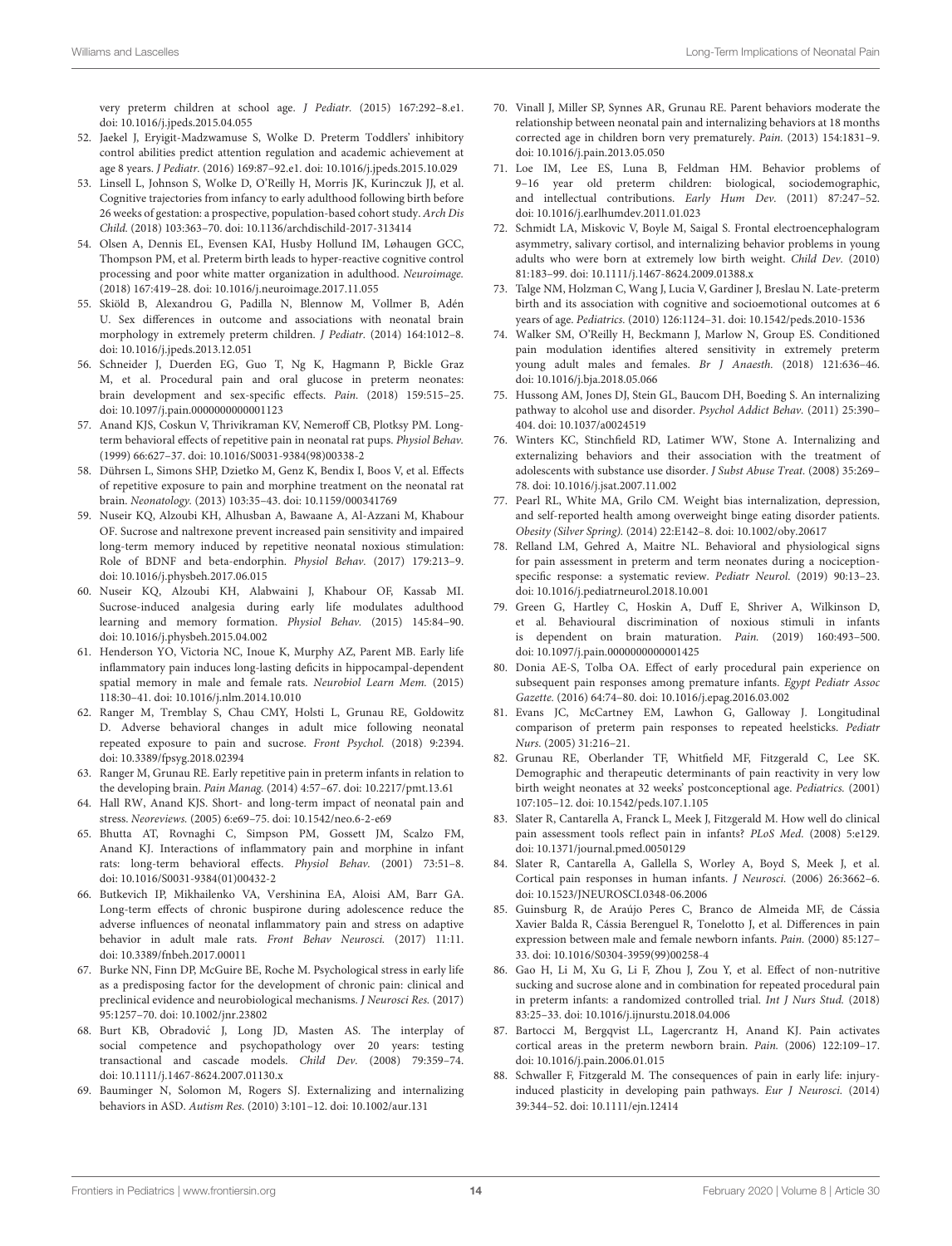very preterm children at school age. *J Pediatr.* (2015) 167:292–8.e1. doi: 10.1016/j.jpeds.2015.04.055

52. Jaekel J, Eryigit-Madzwamuse S, Wolke D. Preterm Toddlers' inhibitory control abilities predict attention regulation and academic achievement at age 8 years. *J Pediatr.* (2016) 169:87–92.e1. doi: 10.1016/j.jpeds.2015.10.029
53. Linsell L, Johnson S, Wolke D, O'Reilly H, Morris JK, Kurinczuk JJ, et al. Cognitive trajectories from infancy to early adulthood following birth before 26 weeks of gestation: a prospective, population-based cohort study. *Arch Dis Child.* (2018) 103:363–70. doi: 10.1136/archdischild-2017-313414
54. Olsen A, Dennis EL, Evensen KAI, Husby Hollund IM, Løhaugen GCC, Thompson PM, et al. Preterm birth leads to hyper-reactive cognitive control processing and poor white matter organization in adulthood. *Neuroimage.* (2018) 167:419–28. doi: 10.1016/j.neuroimage.2017.11.055
55. Skiöld B, Alexandrou G, Padilla N, Blennow M, Vollmer B, Adén U. Sex differences in outcome and associations with neonatal brain morphology in extremely preterm children. *J Pediatr.* (2014) 164:1012–8. doi: 10.1016/j.jpeds.2013.12.051
56. Schneider J, Duerden EG, Guo T, Ng K, Hagmann P, Bickle Graz M, et al. Procedural pain and oral glucose in preterm neonates: brain development and sex-specific effects. *Pain.* (2018) 159:515–25. doi: 10.1097/j.pain.0000000000001123
57. Anand KJS, Coskun V, Thrivikraman KV, Nemeroff CB, Plotksy PM. Long-term behavioral effects of repetitive pain in neonatal rat pups. *Physiol Behav.* (1999) 66:627–37. doi: 10.1016/S0031-9384(98)00338-2
58. Dührsen L, Simons SHP, Dzietko M, Genz K, Bendix I, Boos V, et al. Effects of repetitive exposure to pain and morphine treatment on the neonatal rat brain. *Neonatology.* (2013) 103:35–43. doi: 10.1159/000341769
59. Nuseir KQ, Alzoubi KH, Alhusban A, Bawaane A, Al-Azzani M, Khabour OF. Sucrose and naltrexone prevent increased pain sensitivity and impaired long-term memory induced by repetitive neonatal noxious stimulation: Role of BDNF and beta-endorphin. *Physiol Behav.* (2017) 179:213–9. doi: 10.1016/j.physbeh.2017.06.015
60. Nuseir KQ, Alzoubi KH, Alabwaini J, Khabour OF, Kassab MI. Sucrose-induced analgesia during early life modulates adulthood learning and memory formation. *Physiol Behav.* (2015) 145:84–90. doi: 10.1016/j.physbeh.2015.04.002
61. Henderson YO, Victoria NC, Inoue K, Murphy AZ, Parent MB. Early life inflammatory pain induces long-lasting deficits in hippocampal-dependent spatial memory in male and female rats. *Neurobiol Learn Mem.* (2015) 118:30–41. doi: 10.1016/j.nlm.2014.10.010
62. Ranger M, Tremblay S, Chau CMY, Holsti L, Grunau RE, Goldowitz D. Adverse behavioral changes in adult mice following neonatal repeated exposure to pain and sucrose. *Front Psychol.* (2018) 9:2394. doi: 10.3389/fpsyg.2018.02394
63. Ranger M, Grunau RE. Early repetitive pain in preterm infants in relation to the developing brain. *Pain Manag.* (2014) 4:57–67. doi: 10.2217/pmt.13.61
64. Hall RW, Anand KJS. Short- and long-term impact of neonatal pain and stress. *Neoreviews.* (2005) 6:e69–75. doi: 10.1542/neo.6-2-e69
65. Bhutta AT, Rovnaghi C, Simpson PM, Gossett JM, Scalzo FM, Anand KJ. Interactions of inflammatory pain and morphine in infant rats: long-term behavioral effects. *Physiol Behav.* (2001) 73:51–8. doi: 10.1016/S0031-9384(01)00432-2
66. Butkevich IP, Mikhailenko VA, Vershinina EA, Aloisi AM, Barr GA. Long-term effects of chronic buspirone during adolescence reduce the adverse influences of neonatal inflammatory pain and stress on adaptive behavior in adult male rats. *Front Behav Neurosci.* (2017) 11:11. doi: 10.3389/fnbeh.2017.00011
67. Burke NN, Finn DP, McGuire BE, Roche M. Psychological stress in early life as a predisposing factor for the development of chronic pain: clinical and preclinical evidence and neurobiological mechanisms. *J Neurosci Res.* (2017) 95:1257–70. doi: 10.1002/jnr.23802
68. Burt KB, Obradović J, Long JD, Masten AS. The interplay of social competence and psychopathology over 20 years: testing transactional and cascade models. *Child Dev.* (2008) 79:359–74. doi: 10.1111/j.1467-8624.2007.01130.x
69. Bauminger N, Solomon M, Rogers SJ. Externalizing and internalizing behaviors in ASD. *Autism Res.* (2010) 3:101–12. doi: 10.1002/aur.131
70. Vinall J, Miller SP, Synnes AR, Grunau RE. Parent behaviors moderate the relationship between neonatal pain and internalizing behaviors at 18 months corrected age in children born very prematurely. *Pain.* (2013) 154:1831–9. doi: 10.1016/j.pain.2013.05.050
71. Loe IM, Lee ES, Luna B, Feldman HM. Behavior problems of 9–16 year old preterm children: biological, sociodemographic, and intellectual contributions. *Early Hum Dev.* (2011) 87:247–52. doi: 10.1016/j.earlhumdev.2011.01.023
72. Schmidt LA, Miskovic V, Boyle M, Saigal S. Frontal electroencephalogram asymmetry, salivary cortisol, and internalizing behavior problems in young adults who were born at extremely low birth weight. *Child Dev.* (2010) 81:183–99. doi: 10.1111/j.1467-8624.2009.01388.x
73. Talge NM, Holzman C, Wang J, Lucia V, Gardiner J, Breslau N. Late-preterm birth and its association with cognitive and socioemotional outcomes at 6 years of age. *Pediatrics.* (2010) 126:1124–31. doi: 10.1542/peds.2010-1536
74. Walker SM, O'Reilly H, Beckmann J, Marlow N, Group ES. Conditioned pain modulation identifies altered sensitivity in extremely preterm young adult males and females. *Br J Anaesth.* (2018) 121:636–46. doi: 10.1016/j.bja.2018.05.066
75. Hussong AM, Jones DJ, Stein GL, Baucom DH, Boeding S. An internalizing pathway to alcohol use and disorder. *Psychol Addict Behav.* (2011) 25:390–404. doi: 10.1037/a0024519
76. Winters KC, Stinchfield RD, Latimer WW, Stone A. Internalizing and externalizing behaviors and their association with the treatment of adolescents with substance use disorder. *J Subst Abuse Treat.* (2008) 35:269–78. doi: 10.1016/j.jsat.2007.11.002
77. Pearl RL, White MA, Grilo CM. Weight bias internalization, depression, and self-reported health among overweight binge eating disorder patients. *Obesity (Silver Spring).* (2014) 22:E142–8. doi: 10.1002/oby.20617
78. Relland LM, Gehred A, Maitre NL. Behavioral and physiological signs for pain assessment in preterm and term neonates during a nociception-specific response: a systematic review. *Pediatr Neurol.* (2019) 90:13–23. doi: 10.1016/j.pediatrneurol.2018.10.001
79. Green G, Hartley C, Hoskin A, Duff E, Shriver A, Wilkinson D, et al. Behavioural discrimination of noxious stimuli in infants is dependent on brain maturation. *Pain.* (2019) 160:493–500. doi: 10.1097/j.pain.0000000000001425
80. Donia AE-S, Tolba OA. Effect of early procedural pain experience on subsequent pain responses among premature infants. *Egypt Pediatr Assoc Gazette.* (2016) 64:74–80. doi: 10.1016/j.epag.2016.03.002
81. Evans JC, McCartney EM, Lawhon G, Galloway J. Longitudinal comparison of preterm pain responses to repeated heelsticks. *Pediatr Nurs.* (2005) 31:216–21.
82. Grunau RE, Oberlander TF, Whitfield MF, Fitzgerald C, Lee SK. Demographic and therapeutic determinants of pain reactivity in very low birth weight neonates at 32 weeks' postconceptional age. *Pediatrics.* (2001) 107:105–12. doi: 10.1542/peds.107.1.105
83. Slater R, Cantarella A, Franck L, Meek J, Fitzgerald M. How well do clinical pain assessment tools reflect pain in infants? *PLoS Med.* (2008) 5:e129. doi: 10.1371/journal.pmed.0050129
84. Slater R, Cantarella A, Gallella S, Worley A, Boyd S, Meek J, et al. Cortical pain responses in human infants. *J Neurosci.* (2006) 26:3662–6. doi: 10.1523/JNEUROSCI.0348-06.2006
85. Guinsburg R, de Araújo Peres C, Branco de Almeida MF, de Cássia Xavier Balda R, Cássia Berenguel R, Tonelotto J, et al. Differences in pain expression between male and female newborn infants. *Pain.* (2000) 85:127–33. doi: 10.1016/S0304-3959(99)00258-4
86. Gao H, Li M, Xu G, Li F, Zhou J, Zou Y, et al. Effect of non-nutritive sucking and sucrose alone and in combination for repeated procedural pain in preterm infants: a randomized controlled trial. *Int J Nurs Stud.* (2018) 83:25–33. doi: 10.1016/j.ijnurstu.2018.04.006
87. Bartocci M, Bergqvist LL, Lagercrantz H, Anand KJ. Pain activates cortical areas in the preterm newborn brain. *Pain.* (2006) 122:109–17. doi: 10.1016/j.pain.2006.01.015
88. Schwaller F, Fitzgerald M. The consequences of pain in early life: injury-induced plasticity in developing pain pathways. *Eur J Neurosci.* (2014) 39:344–52. doi: 10.1111/ejn.12414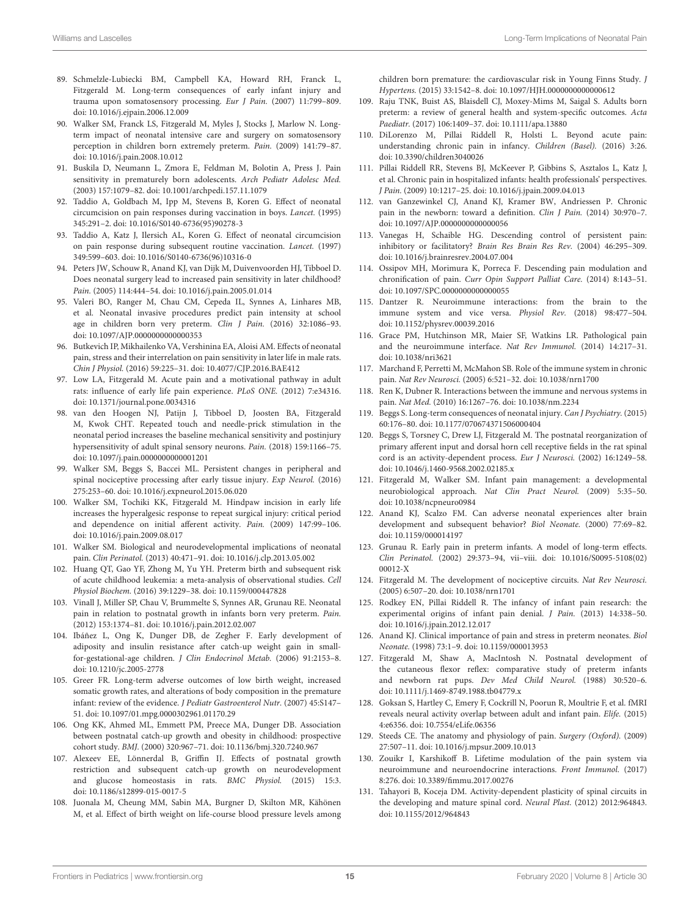89. Schmelzle-Lubiecki BM, Campbell KA, Howard RH, Franck L, Fitzgerald M. Long-term consequences of early infant injury and trauma upon somatosensory processing. *Eur J Pain.* (2007) 11:799–809. doi: 10.1016/j.ejpain.2006.12.009

90. Walker SM, Franck LS, Fitzgerald M, Myles J, Stocks J, Marlow N. Long-term impact of neonatal intensive care and surgery on somatosensory perception in children born extremely preterm. *Pain.* (2009) 141:79–87. doi: 10.1016/j.pain.2008.10.012

91. Buskila D, Neumann L, Zmora E, Feldman M, Bolotin A, Press J. Pain sensitivity in prematurely born adolescents. *Arch Pediatr Adolesc Med.* (2003) 157:1079–82. doi: 10.1001/archpedi.157.11.1079

92. Taddio A, Goldbach M, Ipp M, Stevens B, Koren G. Effect of neonatal circumcision on pain responses during vaccination in boys. *Lancet.* (1995) 345:291–2. doi: 10.1016/S0140-6736(95)90278-3

93. Taddio A, Katz J, Ilersich AL, Koren G. Effect of neonatal circumcision on pain response during subsequent routine vaccination. *Lancet.* (1997) 349:599–603. doi: 10.1016/S0140-6736(96)10316-0

94. Peters JW, Schouw R, Anand KJ, van Dijk M, Duivenvoorden HJ, Tibboel D. Does neonatal surgery lead to increased pain sensitivity in later childhood? *Pain.* (2005) 114:444–54. doi: 10.1016/j.pain.2005.01.014

95. Valeri BO, Ranger M, Chau CM, Cepeda IL, Synnes A, Linhares MB, et al. Neonatal invasive procedures predict pain intensity at school age in children born very preterm. *Clin J Pain.* (2016) 32:1086–93. doi: 10.1097/AJP.0000000000000353

96. Butkevich IP, Mikhailenko VA, Vershinina EA, Aloisi AM. Effects of neonatal pain, stress and their interrelation on pain sensitivity in later life in male rats. *Chin J Physiol.* (2016) 59:225–31. doi: 10.4077/CJP.2016.BAE412

97. Low LA, Fitzgerald M. Acute pain and a motivational pathway in adult rats: influence of early life pain experience. *PLoS ONE.* (2012) 7:e34316. doi: 10.1371/journal.pone.0034316

98. van den Hoogen NJ, Patijn J, Tibboel D, Joosten BA, Fitzgerald M, Kwok CHT. Repeated touch and needle-prick stimulation in the neonatal period increases the baseline mechanical sensitivity and postinjury hypersensitivity of adult spinal sensory neurons. *Pain.* (2018) 159:1166–75. doi: 10.1097/j.pain.0000000000001201

99. Walker SM, Beggs S, Baccei ML. Persistent changes in peripheral and spinal nociceptive processing after early tissue injury. *Exp Neurol.* (2016) 275:253–60. doi: 10.1016/j.expneurol.2015.06.020

100. Walker SM, Tochiki KK, Fitzgerald M. Hindpaw incision in early life increases the hyperalgesic response to repeat surgical injury: critical period and dependence on initial afferent activity. *Pain.* (2009) 147:99–106. doi: 10.1016/j.pain.2009.08.017

101. Walker SM. Biological and neurodevelopmental implications of neonatal pain. *Clin Perinatol.* (2013) 40:471–91. doi: 10.1016/j.clp.2013.05.002

102. Huang QT, Gao YF, Zhong M, Yu YH. Preterm birth and subsequent risk of acute childhood leukemia: a meta-analysis of observational studies. *Cell Physiol Biochem.* (2016) 39:1229–38. doi: 10.1159/000447828

103. Vinall J, Miller SP, Chau V, Brummelte S, Synnes AR, Grunau RE. Neonatal pain in relation to postnatal growth in infants born very preterm. *Pain.* (2012) 153:1374–81. doi: 10.1016/j.pain.2012.02.007

104. Ibáñez L, Ong K, Dunger DB, de Zegher F. Early development of adiposity and insulin resistance after catch-up weight gain in small-for-gestational-age children. *J Clin Endocrinol Metab.* (2006) 91:2153–8. doi: 10.1210/jc.2005-2778

105. Greer FR. Long-term adverse outcomes of low birth weight, increased somatic growth rates, and alterations of body composition in the premature infant: review of the evidence. *J Pediatr Gastroenterol Nutr.* (2007) 45:S147–51. doi: 10.1097/01.mpg.0000302961.01170.29

106. Ong KK, Ahmed ML, Emmett PM, Preece MA, Dunger DB. Association between postnatal catch-up growth and obesity in childhood: prospective cohort study. *BMJ.* (2000) 320:967–71. doi: 10.1136/bmj.320.7240.967

107. Alexeev EE, Lönnerdal B, Griffin IJ. Effects of postnatal growth restriction and subsequent catch-up growth on neurodevelopment and glucose homeostasis in rats. *BMC Physiol.* (2015) 15:3. doi: 10.1186/s12899-015-0017-5

108. Juonala M, Cheung MM, Sabin MA, Burgner D, Skilton MR, Kähönen M, et al. Effect of birth weight on life-course blood pressure levels among children born premature: the cardiovascular risk in Young Finns Study. *J Hypertens.* (2015) 33:1542–8. doi: 10.1097/HJH.0000000000000612

109. Raju TNK, Buist AS, Blaisdell CJ, Moxey-Mims M, Saigal S. Adults born preterm: a review of general health and system-specific outcomes. *Acta Paediatr.* (2017) 106:1409–37. doi: 10.1111/apa.13880

110. DiLorenzo M, Pillai Riddell R, Holsti L. Beyond acute pain: understanding chronic pain in infancy. *Children (Basel).* (2016) 3:26. doi: 10.3390/children3040026

111. Pillai Riddell RR, Stevens BJ, McKeever P, Gibbins S, Asztalos L, Katz J, et al. Chronic pain in hospitalized infants: health professionals' perspectives. *J Pain.* (2009) 10:1217–25. doi: 10.1016/j.jpain.2009.04.013

112. van Ganzewinkel CJ, Anand KJ, Kramer BW, Andriessen P. Chronic pain in the newborn: toward a definition. *Clin J Pain.* (2014) 30:970–7. doi: 10.1097/AJP.0000000000000056

113. Vanegas H, Schaible HG. Descending control of persistent pain: inhibitory or facilitatory? *Brain Res Brain Res Rev.* (2004) 46:295–309. doi: 10.1016/j.brainresrev.2004.07.004

114. Ossipov MH, Morimura K, Porreca F. Descending pain modulation and chronification of pain. *Curr Opin Support Palliat Care.* (2014) 8:143–51. doi: 10.1097/SPC.0000000000000055

115. Dantzer R. Neuroimmune interactions: from the brain to the immune system and vice versa. *Physiol Rev.* (2018) 98:477–504. doi: 10.1152/physrev.00039.2016

116. Grace PM, Hutchinson MR, Maier SF, Watkins LR. Pathological pain and the neuroimmune interface. *Nat Rev Immunol.* (2014) 14:217–31. doi: 10.1038/nri3621

117. Marchand F, Perretti M, McMahon SB. Role of the immune system in chronic pain. *Nat Rev Neurosci.* (2005) 6:521–32. doi: 10.1038/nrn1700

118. Ren K, Dubner R. Interactions between the immune and nervous systems in pain. *Nat Med.* (2010) 16:1267–76. doi: 10.1038/nm.2234

119. Beggs S. Long-term consequences of neonatal injury. *Can J Psychiatry.* (2015) 60:176–80. doi: 10.1177/070674371506000404

120. Beggs S, Torsney C, Drew LJ, Fitzgerald M. The postnatal reorganization of primary afferent input and dorsal horn cell receptive fields in the rat spinal cord is an activity-dependent process. *Eur J Neurosci.* (2002) 16:1249–58. doi: 10.1046/j.1460-9568.2002.02185.x

121. Fitzgerald M, Walker SM. Infant pain management: a developmental neurobiological approach. *Nat Clin Pract Neurol.* (2009) 5:35–50. doi: 10.1038/ncpneuro0984

122. Anand KJ, Scalzo FM. Can adverse neonatal experiences alter brain development and subsequent behavior? *Biol Neonate.* (2000) 77:69–82. doi: 10.1159/000014197

123. Grunau R. Early pain in preterm infants. A model of long-term effects. *Clin Perinatol.* (2002) 29:373–94, vii–viii. doi: 10.1016/S0095-5108(02)00012-X

124. Fitzgerald M. The development of nociceptive circuits. *Nat Rev Neurosci.* (2005) 6:507–20. doi: 10.1038/nrn1701

125. Rodkey EN, Pillai Riddell R. The infancy of infant pain research: the experimental origins of infant pain denial. *J Pain.* (2013) 14:338–50. doi: 10.1016/j.jpain.2012.12.017

126. Anand KJ. Clinical importance of pain and stress in preterm neonates. *Biol Neonate.* (1998) 73:1–9. doi: 10.1159/000013953

127. Fitzgerald M, Shaw A, MacIntosh N. Postnatal development of the cutaneous flexor reflex: comparative study of preterm infants and newborn rat pups. *Dev Med Child Neurol.* (1988) 30:520–6. doi: 10.1111/j.1469-8749.1988.tb04779.x

128. Goksan S, Hartley C, Emery F, Cockrill N, Poorun R, Moultrie F, et al. fMRI reveals neural activity overlap between adult and infant pain. *Elife.* (2015) 4:e6356. doi: 10.7554/eLife.06356

129. Steeds CE. The anatomy and physiology of pain. *Surgery (Oxford).* (2009) 27:507–11. doi: 10.1016/j.mpsur.2009.10.013

130. Zouikr I, Karshikoff B. Lifetime modulation of the pain system via neuroimmune and neuroendocrine interactions. *Front Immunol.* (2017) 8:276. doi: 10.3389/fimmu.2017.00276

131. Tahayori B, Koceja DM. Activity-dependent plasticity of spinal circuits in the developing and mature spinal cord. *Neural Plast.* (2012) 2012:964843. doi: 10.1155/2012/964843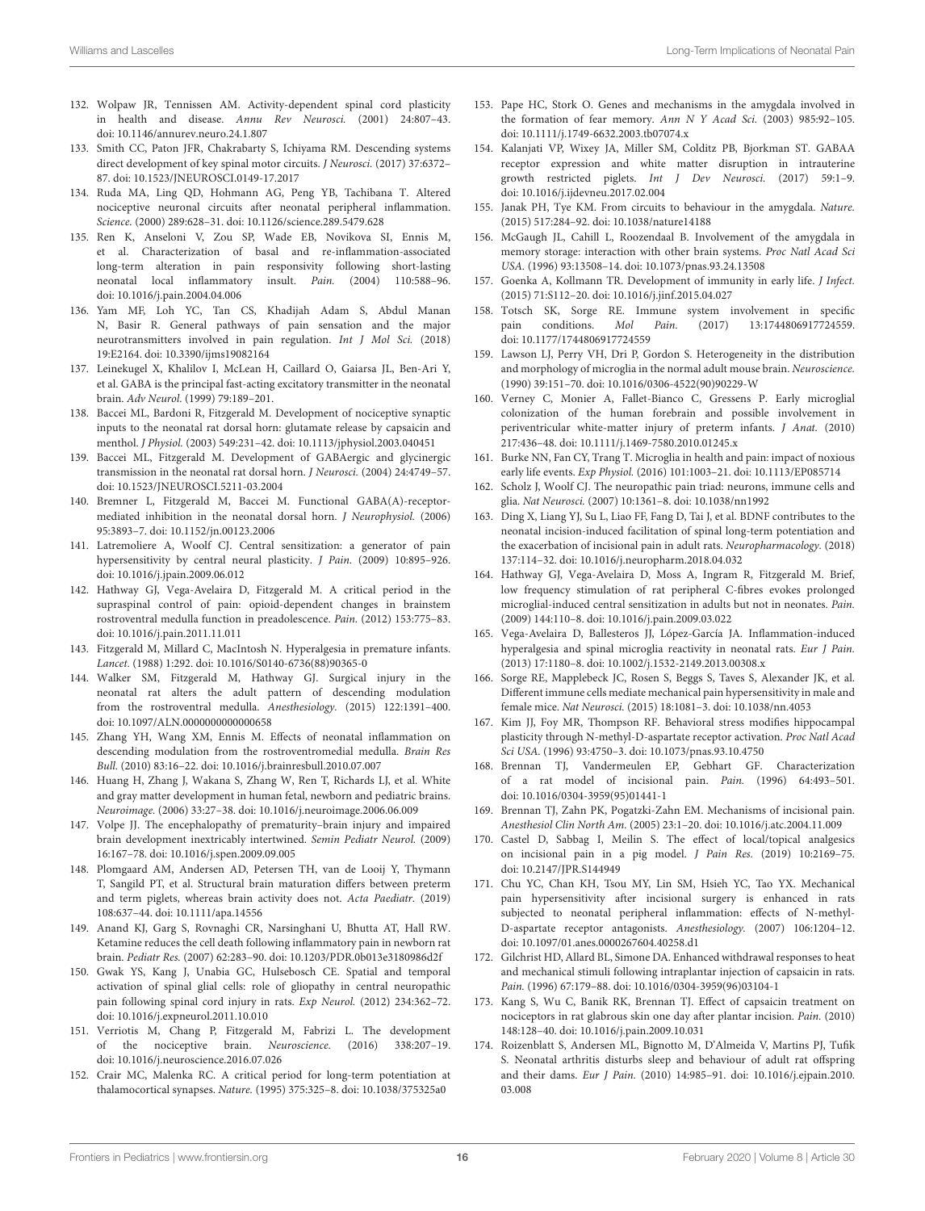132. Wolpaw JR, Tennissen AM. Activity-dependent spinal cord plasticity in health and disease. *Annu Rev Neurosci.* (2001) 24:807–43. doi: 10.1146/annurev.neuro.24.1.807

133. Smith CC, Paton JFR, Chakrabarty S, Ichiyama RM. Descending systems direct development of key spinal motor circuits. *J Neurosci.* (2017) 37:6372–87. doi: 10.1523/JNEUROSCI.0149-17.2017

134. Ruda MA, Ling QD, Hohmann AG, Peng YB, Tachibana T. Altered nociceptive neuronal circuits after neonatal peripheral inflammation. *Science.* (2000) 289:628–31. doi: 10.1126/science.289.5479.628

135. Ren K, Anseloni V, Zou SP, Wade EB, Novikova SI, Ennis M, et al. Characterization of basal and re-inflammation-associated long-term alteration in pain responsivity following short-lasting neonatal local inflammatory insult. *Pain.* (2004) 110:588–96. doi: 10.1016/j.pain.2004.04.006

136. Yam MF, Loh YC, Tan CS, Khadijah Adam S, Abdul Manan N, Basir R. General pathways of pain sensation and the major neurotransmitters involved in pain regulation. *Int J Mol Sci.* (2018) 19:E2164. doi: 10.3390/ijms19082164

137. Leinekugel X, Khalilov I, McLean H, Caillard O, Gaiarsa JL, Ben-Ari Y, et al. GABA is the principal fast-acting excitatory transmitter in the neonatal brain. *Adv Neurol.* (1999) 79:189–201.

138. Baccei ML, Bardoni R, Fitzgerald M. Development of nociceptive synaptic inputs to the neonatal rat dorsal horn: glutamate release by capsaicin and menthol. *J Physiol.* (2003) 549:231–42. doi: 10.1113/jphysiol.2003.040451

139. Baccei ML, Fitzgerald M. Development of GABAergic and glycinergic transmission in the neonatal rat dorsal horn. *J Neurosci.* (2004) 24:4749–57. doi: 10.1523/JNEUROSCI.5211-03.2004

140. Bremner L, Fitzgerald M, Baccei M. Functional GABA(A)-receptor-mediated inhibition in the neonatal dorsal horn. *J Neurophysiol.* (2006) 95:3893–7. doi: 10.1152/jn.00123.2006

141. Latremoliere A, Woolf CJ. Central sensitization: a generator of pain hypersensitivity by central neural plasticity. *J Pain.* (2009) 10:895–926. doi: 10.1016/j.jpain.2009.06.012

142. Hathway GJ, Vega-Avelaira D, Fitzgerald M. A critical period in the supraspinal control of pain: opioid-dependent changes in brainstem rostroventral medulla function in preadolescence. *Pain.* (2012) 153:775–83. doi: 10.1016/j.pain.2011.11.011

143. Fitzgerald M, Millard C, MacIntosh N. Hyperalgesia in premature infants. *Lancet.* (1988) 1:292. doi: 10.1016/S0140-6736(88)90365-0

144. Walker SM, Fitzgerald M, Hathway GJ. Surgical injury in the neonatal rat alters the adult pattern of descending modulation from the rostroventral medulla. *Anesthesiology.* (2015) 122:1391–400. doi: 10.1097/ALN.0000000000000658

145. Zhang YH, Wang XM, Ennis M. Effects of neonatal inflammation on descending modulation from the rostroventromedial medulla. *Brain Res Bull.* (2010) 83:16–22. doi: 10.1016/j.brainresbull.2010.07.007

146. Huang H, Zhang J, Wakana S, Zhang W, Ren T, Richards LJ, et al. White and gray matter development in human fetal, newborn and pediatric brains. *Neuroimage.* (2006) 33:27–38. doi: 10.1016/j.neuroimage.2006.06.009

147. Volpe JJ. The encephalopathy of prematurity–brain injury and impaired brain development inextricably intertwined. *Semin Pediatr Neurol.* (2009) 16:167–78. doi: 10.1016/j.spen.2009.09.005

148. Plomgaard AM, Andersen AD, Petersen TH, van de Looij Y, Thymann T, Sangild PT, et al. Structural brain maturation differs between preterm and term piglets, whereas brain activity does not. *Acta Paediatr.* (2019) 108:637–44. doi: 10.1111/apa.14556

149. Anand KJ, Garg S, Rovnaghi CR, Narsinghani U, Bhutta AT, Hall RW. Ketamine reduces the cell death following inflammatory pain in newborn rat brain. *Pediatr Res.* (2007) 62:283–90. doi: 10.1203/PDR.0b013e3180986d2f

150. Gwak YS, Kang J, Unabia GC, Hulsebosch CE. Spatial and temporal activation of spinal glial cells: role of gliopathy in central neuropathic pain following spinal cord injury in rats. *Exp Neurol.* (2012) 234:362–72. doi: 10.1016/j.expneurol.2011.10.010

151. Verriotis M, Chang P, Fitzgerald M, Fabrizi L. The development of the nociceptive brain. *Neuroscience.* (2016) 338:207–19. doi: 10.1016/j.neuroscience.2016.07.026

152. Crair MC, Malenka RC. A critical period for long-term potentiation at thalamocortical synapses. *Nature.* (1995) 375:325–8. doi: 10.1038/375325a0

153. Pape HC, Stork O. Genes and mechanisms in the amygdala involved in the formation of fear memory. *Ann N Y Acad Sci.* (2003) 985:92–105. doi: 10.1111/j.1749-6632.2003.tb07074.x

154. Kalanjati VP, Wixey JA, Miller SM, Colditz PB, Bjorkman ST. GABAA receptor expression and white matter disruption in intrauterine growth restricted piglets. *Int J Dev Neurosci.* (2017) 59:1–9. doi: 10.1016/j.ijdevneu.2017.02.004

155. Janak PH, Tye KM. From circuits to behaviour in the amygdala. *Nature.* (2015) 517:284–92. doi: 10.1038/nature14188

156. McGaugh JL, Cahill L, Roozendaal B. Involvement of the amygdala in memory storage: interaction with other brain systems. *Proc Natl Acad Sci USA.* (1996) 93:13508–14. doi: 10.1073/pnas.93.24.13508

157. Goenka A, Kollmann TR. Development of immunity in early life. *J Infect.* (2015) 71:S112–20. doi: 10.1016/j.jinf.2015.04.027

158. Totsch SK, Sorge RE. Immune system involvement in specific pain conditions. *Mol Pain.* (2017) 13:1744806917724559. doi: 10.1177/1744806917724559

159. Lawson LJ, Perry VH, Dri P, Gordon S. Heterogeneity in the distribution and morphology of microglia in the normal adult mouse brain. *Neuroscience.* (1990) 39:151–70. doi: 10.1016/0306-4522(90)90229-W

160. Verney C, Monier A, Fallet-Bianco C, Gressens P. Early microglial colonization of the human forebrain and possible involvement in periventricular white-matter injury of preterm infants. *J Anat.* (2010) 217:436–48. doi: 10.1111/j.1469-7580.2010.01245.x

161. Burke NN, Fan CY, Trang T. Microglia in health and pain: impact of noxious early life events. *Exp Physiol.* (2016) 101:1003–21. doi: 10.1113/EP085714

162. Scholz J, Woolf CJ. The neuropathic pain triad: neurons, immune cells and glia. *Nat Neurosci.* (2007) 10:1361–8. doi: 10.1038/nn1992

163. Ding X, Liang YJ, Su L, Liao FF, Fang D, Tai J, et al. BDNF contributes to the neonatal incision-induced facilitation of spinal long-term potentiation and the exacerbation of incisional pain in adult rats. *Neuropharmacology.* (2018) 137:114–32. doi: 10.1016/j.neuropharm.2018.04.032

164. Hathway GJ, Vega-Avelaira D, Moss A, Ingram R, Fitzgerald M. Brief, low frequency stimulation of rat peripheral C-fibres evokes prolonged microglial-induced central sensitization in adults but not in neonates. *Pain.* (2009) 144:110–8. doi: 10.1016/j.pain.2009.03.022

165. Vega-Avelaira D, Ballesteros JJ, López-García JA. Inflammation-induced hyperalgesia and spinal microglia reactivity in neonatal rats. *Eur J Pain.* (2013) 17:1180–8. doi: 10.1002/j.1532-2149.2013.00308.x

166. Sorge RE, Mapplebeck JC, Rosen S, Beggs S, Taves S, Alexander JK, et al. Different immune cells mediate mechanical pain hypersensitivity in male and female mice. *Nat Neurosci.* (2015) 18:1081–3. doi: 10.1038/nn.4053

167. Kim JJ, Foy MR, Thompson RF. Behavioral stress modifies hippocampal plasticity through N-methyl-D-aspartate receptor activation. *Proc Natl Acad Sci USA.* (1996) 93:4750–3. doi: 10.1073/pnas.93.10.4750

168. Brennan TJ, Vandermeulen EP, Gebhart GF. Characterization of a rat model of incisional pain. *Pain.* (1996) 64:493–501. doi: 10.1016/0304-3959(95)01441-1

169. Brennan TJ, Zahn PK, Pogatzki-Zahn EM. Mechanisms of incisional pain. *Anesthesiol Clin North Am.* (2005) 23:1–20. doi: 10.1016/j.atc.2004.11.009

170. Castel D, Sabbag I, Meilin S. The effect of local/topical analgesics on incisional pain in a pig model. *J Pain Res.* (2019) 10:2169–75. doi: 10.2147/JPR.S144949

171. Chu YC, Chan KH, Tsou MY, Lin SM, Hsieh YC, Tao YX. Mechanical pain hypersensitivity after incisional surgery is enhanced in rats subjected to neonatal peripheral inflammation: effects of N-methyl-D-aspartate receptor antagonists. *Anesthesiology.* (2007) 106:1204–12. doi: 10.1097/01.anes.0000267604.40258.d1

172. Gilchrist HD, Allard BL, Simone DA. Enhanced withdrawal responses to heat and mechanical stimuli following intraplantar injection of capsaicin in rats. *Pain.* (1996) 67:179–88. doi: 10.1016/0304-3959(96)03104-1

173. Kang S, Wu C, Banik RK, Brennan TJ. Effect of capsaicin treatment on nociceptors in rat glabrous skin one day after plantar incision. *Pain.* (2010) 148:128–40. doi: 10.1016/j.pain.2009.10.031

174. Roizenblatt S, Andersen ML, Bignotto M, D'Almeida V, Martins PJ, Tufik S. Neonatal arthritis disturbs sleep and behaviour of adult rat offspring and their dams. *Eur J Pain.* (2010) 14:985–91. doi: 10.1016/j.ejpain.2010.03.008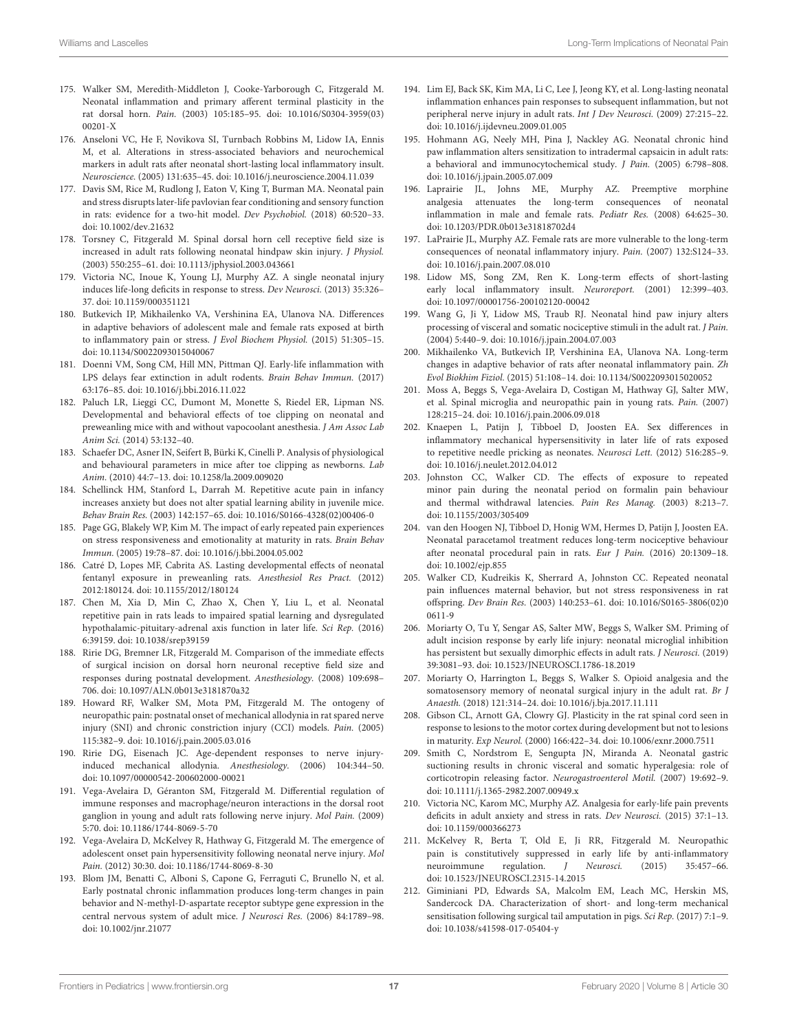175. Walker SM, Meredith-Middleton J, Cooke-Yarborough C, Fitzgerald M. Neonatal inflammation and primary afferent terminal plasticity in the rat dorsal horn. *Pain.* (2003) 105:185–95. doi: 10.1016/S0304-3959(03)00201-X

176. Anseloni VC, He F, Novikova SI, Turnbach Robbins M, Lidow IA, Ennis M, et al. Alterations in stress-associated behaviors and neurochemical markers in adult rats after neonatal short-lasting local inflammatory insult. *Neuroscience.* (2005) 131:635–45. doi: 10.1016/j.neuroscience.2004.11.039

177. Davis SM, Rice M, Rudlong J, Eaton V, King T, Burman MA. Neonatal pain and stress disrupts later-life pavlovian fear conditioning and sensory function in rats: evidence for a two-hit model. *Dev Psychobiol.* (2018) 60:520–33. doi: 10.1002/dev.21632

178. Torsney C, Fitzgerald M. Spinal dorsal horn cell receptive field size is increased in adult rats following neonatal hindpaw skin injury. *J Physiol.* (2003) 550:255–61. doi: 10.1113/jphysiol.2003.043661

179. Victoria NC, Inoue K, Young LJ, Murphy AZ. A single neonatal injury induces life-long deficits in response to stress. *Dev Neurosci.* (2013) 35:326–37. doi: 10.1159/000351121

180. Butkevich IP, Mikhailenko VA, Vershinina EA, Ulanova NA. Differences in adaptive behaviors of adolescent male and female rats exposed at birth to inflammatory pain or stress. *J Evol Biochem Physiol.* (2015) 51:305–15. doi: 10.1134/S0022093015040067

181. Doenni VM, Song CM, Hill MN, Pittman QJ. Early-life inflammation with LPS delays fear extinction in adult rodents. *Brain Behav Immun.* (2017) 63:176–85. doi: 10.1016/j.bbi.2016.11.022

182. Paluch LR, Lieggi CC, Dumont M, Monette S, Riedel ER, Lipman NS. Developmental and behavioral effects of toe clipping on neonatal and preweanling mice with and without vapocoolant anesthesia. *J Am Assoc Lab Anim Sci.* (2014) 53:132–40.

183. Schaefer DC, Asner IN, Seifert B, Bürki K, Cinelli P. Analysis of physiological and behavioural parameters in mice after toe clipping as newborns. *Lab Anim.* (2010) 44:7–13. doi: 10.1258/la.2009.009020

184. Schellinck HM, Stanford L, Darrah M. Repetitive acute pain in infancy increases anxiety but does not alter spatial learning ability in juvenile mice. *Behav Brain Res.* (2003) 142:157–65. doi: 10.1016/S0166-4328(02)00406-0

185. Page GG, Blakely WP, Kim M. The impact of early repeated pain experiences on stress responsiveness and emotionality at maturity in rats. *Brain Behav Immun.* (2005) 19:78–87. doi: 10.1016/j.bbi.2004.05.002

186. Catré D, Lopes MF, Cabrita AS. Lasting developmental effects of neonatal fentanyl exposure in preweanling rats. *Anesthesiol Res Pract.* (2012) 2012:180124. doi: 10.1155/2012/180124

187. Chen M, Xia D, Min C, Zhao X, Chen Y, Liu L, et al. Neonatal repetitive pain in rats leads to impaired spatial learning and dysregulated hypothalamic-pituitary-adrenal axis function in later life. *Sci Rep.* (2016) 6:39159. doi: 10.1038/srep39159

188. Ririe DG, Bremner LR, Fitzgerald M. Comparison of the immediate effects of surgical incision on dorsal horn neuronal receptive field size and responses during postnatal development. *Anesthesiology.* (2008) 109:698–706. doi: 10.1097/ALN.0b013e3181870a32

189. Howard RF, Walker SM, Mota PM, Fitzgerald M. The ontogeny of neuropathic pain: postnatal onset of mechanical allodynia in rat spared nerve injury (SNI) and chronic constriction injury (CCI) models. *Pain.* (2005) 115:382–9. doi: 10.1016/j.pain.2005.03.016

190. Ririe DG, Eisenach JC. Age-dependent responses to nerve injury-induced mechanical allodynia. *Anesthesiology.* (2006) 104:344–50. doi: 10.1097/00000542-200602000-00021

191. Vega-Avelaira D, Géranton SM, Fitzgerald M. Differential regulation of immune responses and macrophage/neuron interactions in the dorsal root ganglion in young and adult rats following nerve injury. *Mol Pain.* (2009) 5:70. doi: 10.1186/1744-8069-5-70

192. Vega-Avelaira D, McKelvey R, Hathway G, Fitzgerald M. The emergence of adolescent onset pain hypersensitivity following neonatal nerve injury. *Mol Pain.* (2012) 30:30. doi: 10.1186/1744-8069-8-30

193. Blom JM, Benatti C, Alboni S, Capone G, Ferraguti C, Brunello N, et al. Early postnatal chronic inflammation produces long-term changes in pain behavior and N-methyl-D-aspartate receptor subtype gene expression in the central nervous system of adult mice. *J Neurosci Res.* (2006) 84:1789–98. doi: 10.1002/jnr.21077

194. Lim EJ, Back SK, Kim MA, Li C, Lee J, Jeong KY, et al. Long-lasting neonatal inflammation enhances pain responses to subsequent inflammation, but not peripheral nerve injury in adult rats. *Int J Dev Neurosci.* (2009) 27:215–22. doi: 10.1016/j.ijdevneu.2009.01.005

195. Hohmann AG, Neely MH, Pina J, Nackley AG. Neonatal chronic hind paw inflammation alters sensitization to intradermal capsaicin in adult rats: a behavioral and immunocytochemical study. *J Pain.* (2005) 6:798–808. doi: 10.1016/j.jpain.2005.07.009

196. Laprairie JL, Johns ME, Murphy AZ. Preemptive morphine analgesia attenuates the long-term consequences of neonatal inflammation in male and female rats. *Pediatr Res.* (2008) 64:625–30. doi: 10.1203/PDR.0b013e31818702d4

197. LaPrairie JL, Murphy AZ. Female rats are more vulnerable to the long-term consequences of neonatal inflammatory injury. *Pain.* (2007) 132:S124–33. doi: 10.1016/j.pain.2007.08.010

198. Lidow MS, Song ZM, Ren K. Long-term effects of short-lasting early local inflammatory insult. *Neuroreport.* (2001) 12:399–403. doi: 10.1097/00001756-200102120-00042

199. Wang G, Ji Y, Lidow MS, Traub RJ. Neonatal hind paw injury alters processing of visceral and somatic nociceptive stimuli in the adult rat. *J Pain.* (2004) 5:440–9. doi: 10.1016/j.jpain.2004.07.003

200. Mikhailenko VA, Butkevich IP, Vershinina EA, Ulanova NA. Long-term changes in adaptive behavior of rats after neonatal inflammatory pain. *Zh Evol Biokhim Fiziol.* (2015) 51:108–14. doi: 10.1134/S0022093015020052

201. Moss A, Beggs S, Vega-Avelaira D, Costigan M, Hathway GJ, Salter MW, et al. Spinal microglia and neuropathic pain in young rats. *Pain.* (2007) 128:215–24. doi: 10.1016/j.pain.2006.09.018

202. Knaepen L, Patijn J, Tibboel D, Joosten EA. Sex differences in inflammatory mechanical hypersensitivity in later life of rats exposed to repetitive needle pricking as neonates. *Neurosci Lett.* (2012) 516:285–9. doi: 10.1016/j.neulet.2012.04.012

203. Johnston CC, Walker CD. The effects of exposure to repeated minor pain during the neonatal period on formalin pain behaviour and thermal withdrawal latencies. *Pain Res Manag.* (2003) 8:213–7. doi: 10.1155/2003/305409

204. van den Hoogen NJ, Tibboel D, Honig WM, Hermes D, Patijn J, Joosten EA. Neonatal paracetamol treatment reduces long-term nociceptive behaviour after neonatal procedural pain in rats. *Eur J Pain.* (2016) 20:1309–18. doi: 10.1002/ejp.855

205. Walker CD, Kudreikis K, Sherrard A, Johnston CC. Repeated neonatal pain influences maternal behavior, but not stress responsiveness in rat offspring. *Dev Brain Res.* (2003) 140:253–61. doi: 10.1016/S0165-3806(02)00611-9

206. Moriarty O, Tu Y, Sengar AS, Salter MW, Beggs S, Walker SM. Priming of adult incision response by early life injury: neonatal microglial inhibition has persistent but sexually dimorphic effects in adult rats. *J Neurosci.* (2019) 39:3081–93. doi: 10.1523/JNEUROSCI.1786-18.2019

207. Moriarty O, Harrington L, Beggs S, Walker S. Opioid analgesia and the somatosensory memory of neonatal surgical injury in the adult rat. *Br J Anaesth.* (2018) 121:314–24. doi: 10.1016/j.bja.2017.11.111

208. Gibson CL, Arnott GA, Clowry GJ. Plasticity in the rat spinal cord seen in response to lesions to the motor cortex during development but not to lesions in maturity. *Exp Neurol.* (2000) 166:422–34. doi: 10.1006/exnr.2000.7511

209. Smith C, Nordstrom E, Sengupta JN, Miranda A. Neonatal gastric suctioning results in chronic visceral and somatic hyperalgesia: role of corticotropin releasing factor. *Neurogastroenterol Motil.* (2007) 19:692–9. doi: 10.1111/j.1365-2982.2007.00949.x

210. Victoria NC, Karom MC, Murphy AZ. Analgesia for early-life pain prevents deficits in adult anxiety and stress in rats. *Dev Neurosci.* (2015) 37:1–13. doi: 10.1159/000366273

211. McKelvey R, Berta T, Old E, Ji RR, Fitzgerald M. Neuropathic pain is constitutively suppressed in early life by anti-inflammatory neuroimmune regulation. *J Neurosci.* (2015) 35:457–66. doi: 10.1523/JNEUROSCI.2315-14.2015

212. Giminiani PD, Edwards SA, Malcolm EM, Leach MC, Herskin MS, Sandercock DA. Characterization of short- and long-term mechanical sensitisation following surgical tail amputation in pigs. *Sci Rep.* (2017) 7:1–9. doi: 10.1038/s41598-017-05404-y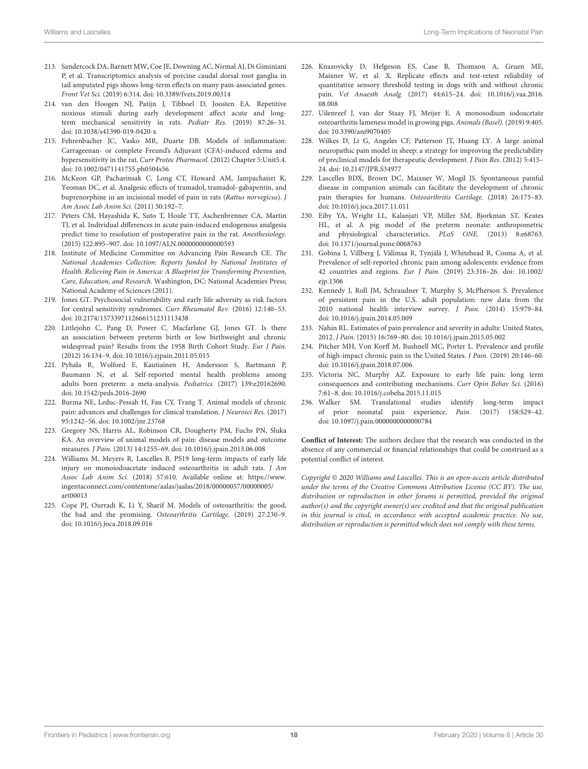213. Sandercock DA, Barnett MW, Coe JE, Downing AC, Nirmal AJ, Di Giminiani P, et al. Transcriptomics analysis of porcine caudal dorsal root ganglia in tail amputated pigs shows long-term effects on many pain-associated genes. *Front Vet Sci.* (2019) 6:314. doi: 10.3389/fvets.2019.00314

214. van den Hoogen NJ, Patijn J, Tibboel D, Joosten EA. Repetitive noxious stimuli during early development affect acute and long-term mechanical sensitivity in rats. *Pediatr Res.* (2019) 87:26–31. doi: 10.1038/s41390-019-0420-x

215. Fehrenbacher JC, Vasko MR, Duarte DB. Models of inflammation: Carrageenan- or complete Freund's Adjuvant (CFA)-induced edema and hypersensitivity in the rat. *Curr Protoc Pharmacol.* (2012) Chapter 5:Unit5.4. doi: 10.1002/0471141755.ph0504s56

216. McKeon GP, Pacharinsak C, Long CT, Howard AM, Jampachaisri K, Yeoman DC, et al. Analgesic effects of tramadol, tramadol–gabapentin, and buprenorphine in an incisional model of pain in rats (*Rattus norvegicus*). *J Am Assoc Lab Anim Sci.* (2011) 50:192–7.

217. Peters CM, Hayashida K, Suto T, Houle TT, Aschenbrenner CA, Martin TJ, et al. Individual differences in acute pain-induced endogenous analgesia predict time to resolution of postoperative pain in the rat. *Anesthesiology.* (2015) 122:895–907. doi: 10.1097/ALN.0000000000000593

218. Institute of Medicine Committee on Advancing Pain Research CE. *The National Academies Collection: Reports funded by National Institutes of Health. Relieving Pain in America: A Blueprint for Transforming Prevention, Care, Education, and Research.* Washington, DC: National Academies Press; National Academy of Sciences (2011).

219. Jones GT. Psychosocial vulnerability and early life adversity as risk factors for central sensitivity syndromes. *Curr Rheumatol Rev.* (2016) 12:140–53. doi: 10.2174/1573397112666151231113438

220. Littlejohn C, Pang D, Power C, Macfarlane GJ, Jones GT. Is there an association between preterm birth or low birthweight and chronic widespread pain? Results from the 1958 Birth Cohort Study. *Eur J Pain.* (2012) 16:134–9. doi: 10.1016/j.ejpain.2011.05.015

221. Pyhala R, Wolford E, Kautiainen H, Andersson S, Bartmann P, Baumann N, et al. Self-reported mental health problems among adults born preterm: a meta-analysis. *Pediatrics.* (2017) 139:e20162690. doi: 10.1542/peds.2016-2690

222. Burma NE, Leduc-Pessah H, Fan CY, Trang T. Animal models of chronic pain: advances and challenges for clinical translation. *J Neurosci Res.* (2017) 95:1242–56. doi: 10.1002/jnr.23768

223. Gregory NS, Harris AL, Robinson CR, Dougherty PM, Fuchs PN, Sluka KA. An overview of animal models of pain: disease models and outcome measures. *J Pain.* (2013) 14:1255–69. doi: 10.1016/j.jpain.2013.06.008

224. Williams M, Meyers R, Lascelles B. PS19 long-term impacts of early life injury on monoiodoacetate induced osteoarthritis in adult rats. *J Am Assoc Lab Anim Sci.* (2018) 57:610. Available online at: https://www.ingentaconnect.com/contentone/aalas/jaalas/2018/00000057/00000005/art00013

225. Cope PJ, Ourradi K, Li Y, Sharif M. Models of osteoarthritis: the good, the bad and the promising. *Osteoarthritis Cartilage.* (2019) 27:230–9. doi: 10.1016/j.joca.2018.09.016

226. Knazovicky D, Helgeson ES, Case B, Thomson A, Gruen ME, Maixner W, et al. X. Replicate effects and test-retest reliability of quantitative sensory threshold testing in dogs with and without chronic pain. *Vet Anaesth Analg.* (2017) 44:615–24. doi: 10.1016/j.vaa.2016.08.008

227. Uilenreef J, van der Staay FJ, Meijer E. A monosodium iodoacetate osteoarthritis lameness model in growing pigs. *Animals (Basel).* (2019) 9:405. doi: 10.3390/ani9070405

228. Wilkes D, Li G, Angeles CF, Patterson JT, Huang LY. A large animal neuropathic pain model in sheep: a strategy for improving the predictability of preclinical models for therapeutic development. *J Pain Res.* (2012) 5:415–24. doi: 10.2147/JPR.S34977

229. Lascelles BDX, Brown DC, Maixner W, Mogil JS. Spontaneous painful disease in companion animals can facilitate the development of chronic pain therapies for humans. *Osteoarthritis Cartilage.* (2018) 26:175–83. doi: 10.1016/j.joca.2017.11.011

230. Eiby YA, Wright LL, Kalanjati VP, Miller SM, Bjorkman ST, Keates HL, et al. A pig model of the preterm neonate: anthropometric and physiological characteristics. *PLoS ONE.* (2013) 8:e68763. doi: 10.1371/journal.pone.0068763

231. Gobina I, Villberg J, Välimaa R, Tynjälä J, Whitehead R, Cosma A, et al. Prevalence of self-reported chronic pain among adolescents: evidence from 42 countries and regions. *Eur J Pain.* (2019) 23:316–26. doi: 10.1002/ejp.1306

232. Kennedy J, Roll JM, Schraudner T, Murphy S, McPherson S. Prevalence of persistent pain in the U.S. adult population: new data from the 2010 national health interview survey. *J Pain.* (2014) 15:979–84. doi: 10.1016/j.jpain.2014.05.009

233. Nahin RL. Estimates of pain prevalence and severity in adults: United States, 2012. *J Pain.* (2015) 16:769–80. doi: 10.1016/j.jpain.2015.05.002

234. Pitcher MH, Von Korff M, Bushnell MC, Porter L. Prevalence and profile of high-impact chronic pain in the United States. *J Pain.* (2019) 20:146–60. doi: 10.1016/j.jpain.2018.07.006

235. Victoria NC, Murphy AZ. Exposure to early life pain: long term consequences and contributing mechanisms. *Curr Opin Behav Sci.* (2016) 7:61–8. doi: 10.1016/j.cobeha.2015.11.015

236. Walker SM. Translational studies identify long-term impact of prior neonatal pain experience. *Pain.* (2017) 158:S29–42. doi: 10.1097/j.pain.0000000000000784

**Conflict of Interest:** The authors declare that the research was conducted in the absence of any commercial or financial relationships that could be construed as a potential conflict of interest.

*Copyright © 2020 Williams and Lascelles. This is an open-access article distributed under the terms of the Creative Commons Attribution License (CC BY). The use, distribution or reproduction in other forums is permitted, provided the original author(s) and the copyright owner(s) are credited and that the original publication in this journal is cited, in accordance with accepted academic practice. No use, distribution or reproduction is permitted which does not comply with these terms.*